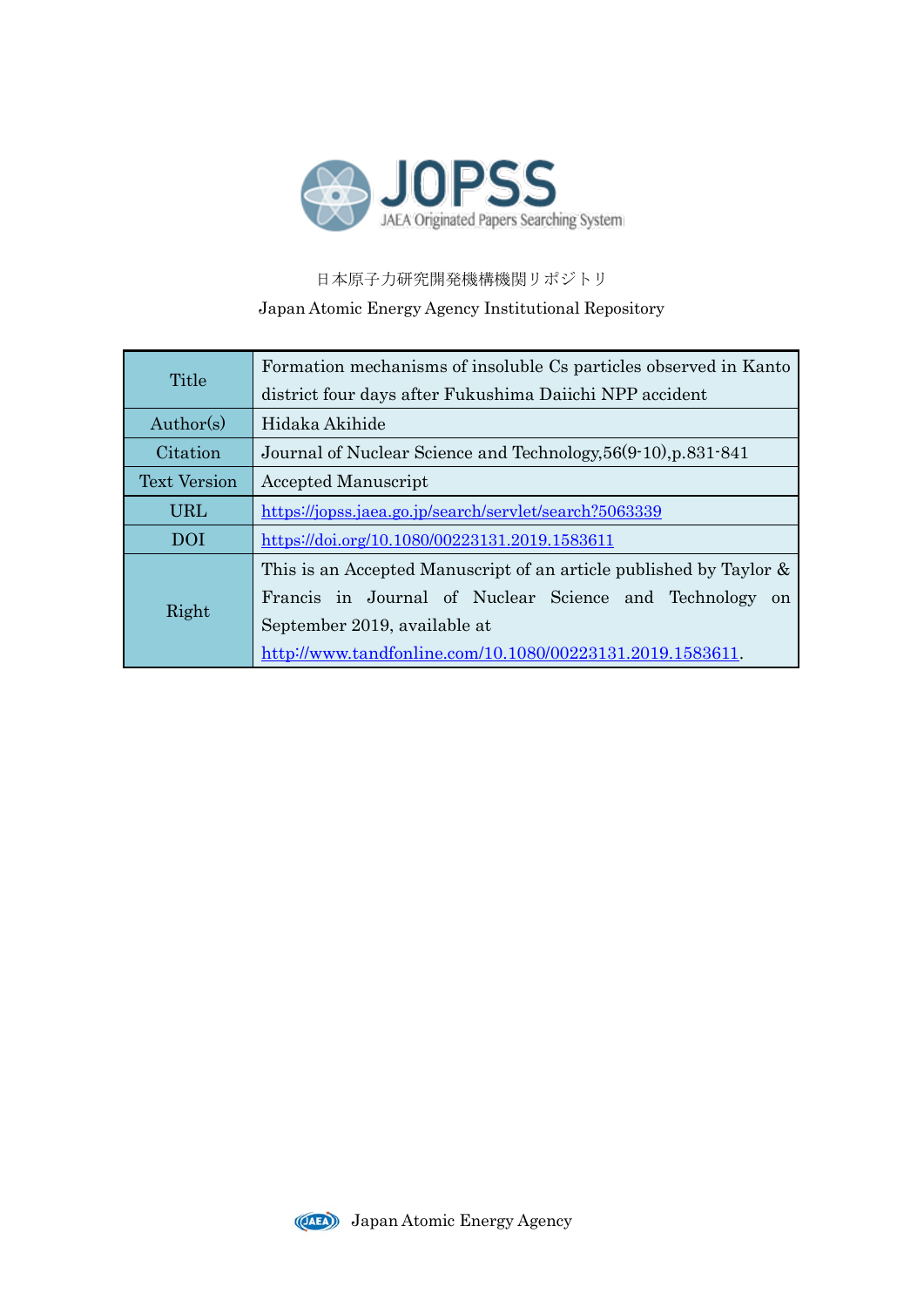JOPSS

JAEA Originated Papers Searching System

日本原子力研究開発機構機関リポジトリ

Japan Atomic Energy Agency Institutional Repository

| | |
|---|---|
| Title | Formation mechanisms of insoluble Cs particles observed in Kanto district four days after Fukushima Daiichi NPP accident |
| Author(s) | Hidaka Akihide |
| Citation | Journal of Nuclear Science and Technology,56(9-10),p.831-841 |
| Text Version | Accepted Manuscript |
| URL | https://jopss.jaea.go.jp/search/servlet/search?5063339 |
| DOI | https://doi.org/10.1080/00223131.2019.1583611 |
| Right | This is an Accepted Manuscript of an article published by Taylor & Francis in Journal of Nuclear Science and Technology on September 2019, available at http://www.tandfonline.com/10.1080/00223131.2019.1583611. |

Japan Atomic Energy Agency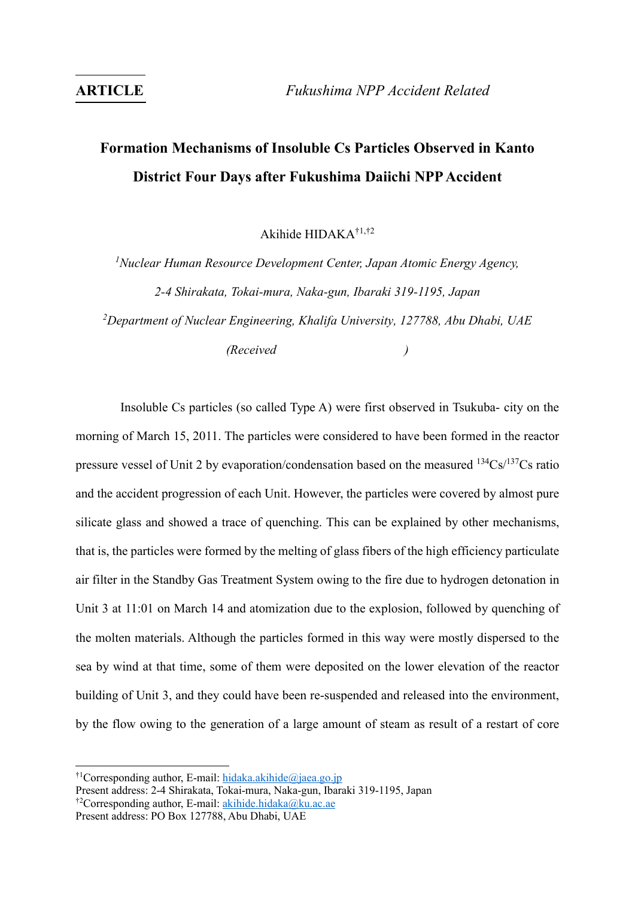**ARTICLE** *Fukushima NPP Accident Related*

# Formation Mechanisms of Insoluble Cs Particles Observed in Kanto District Four Days after Fukushima Daiichi NPP Accident

Akihide HIDAKA[†1,†2]

*[1]Nuclear Human Resource Development Center, Japan Atomic Energy Agency, 2-4 Shirakata, Tokai-mura, Naka-gun, Ibaraki 319-1195, Japan*

*[2]Department of Nuclear Engineering, Khalifa University, 127788, Abu Dhabi, UAE*

*(Received )*

Insoluble Cs particles (so called Type A) were first observed in Tsukuba- city on the morning of March 15, 2011. The particles were considered to have been formed in the reactor pressure vessel of Unit 2 by evaporation/condensation based on the measured $^{134}Cs/^{137}Cs$ ratio and the accident progression of each Unit. However, the particles were covered by almost pure silicate glass and showed a trace of quenching. This can be explained by other mechanisms, that is, the particles were formed by the melting of glass fibers of the high efficiency particulate air filter in the Standby Gas Treatment System owing to the fire due to hydrogen detonation in Unit 3 at 11:01 on March 14 and atomization due to the explosion, followed by quenching of the molten materials. Although the particles formed in this way were mostly dispersed to the sea by wind at that time, some of them were deposited on the lower elevation of the reactor building of Unit 3, and they could have been re-suspended and released into the environment, by the flow owing to the generation of a large amount of steam as result of a restart of core

---

[†1]Corresponding author, E-mail: hidaka.akihide@jaea.go.jp
Present address: 2-4 Shirakata, Tokai-mura, Naka-gun, Ibaraki 319-1195, Japan
[†2]Corresponding author, E-mail: akihide.hidaka@ku.ac.ae
Present address: PO Box 127788, Abu Dhabi, UAE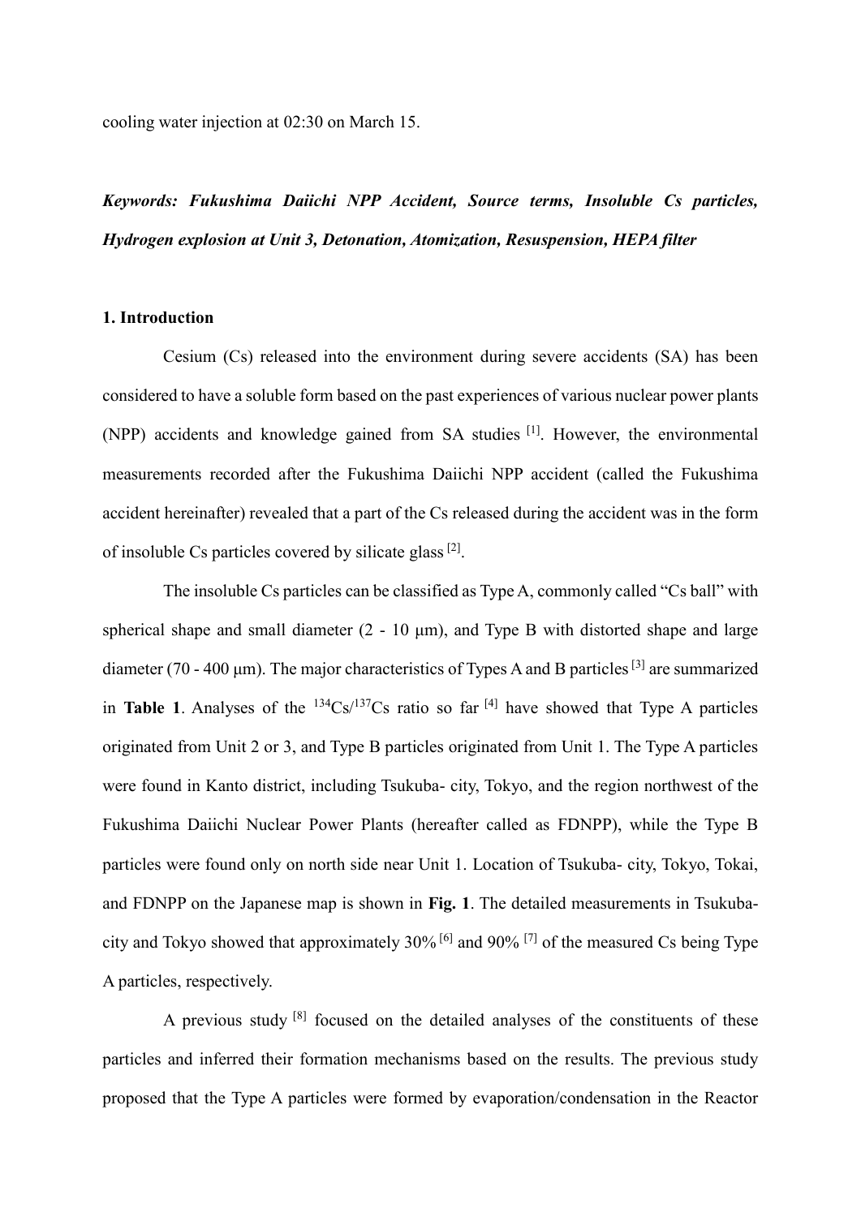cooling water injection at 02:30 on March 15.

***Keywords: Fukushima Daiichi NPP Accident, Source terms, Insoluble Cs particles, Hydrogen explosion at Unit 3, Detonation, Atomization, Resuspension, HEPA filter***

## 1. Introduction

Cesium (Cs) released into the environment during severe accidents (SA) has been considered to have a soluble form based on the past experiences of various nuclear power plants (NPP) accidents and knowledge gained from SA studies [1]. However, the environmental measurements recorded after the Fukushima Daiichi NPP accident (called the Fukushima accident hereinafter) revealed that a part of the Cs released during the accident was in the form of insoluble Cs particles covered by silicate glass [2].

The insoluble Cs particles can be classified as Type A, commonly called "Cs ball" with spherical shape and small diameter (2 - 10 μm), and Type B with distorted shape and large diameter (70 - 400 μm). The major characteristics of Types A and B particles [3] are summarized in **Table 1**. Analyses of the $^{134}Cs/^{137}Cs$ ratio so far [4] have showed that Type A particles originated from Unit 2 or 3, and Type B particles originated from Unit 1. The Type A particles were found in Kanto district, including Tsukuba- city, Tokyo, and the region northwest of the Fukushima Daiichi Nuclear Power Plants (hereafter called as FDNPP), while the Type B particles were found only on north side near Unit 1. Location of Tsukuba- city, Tokyo, Tokai, and FDNPP on the Japanese map is shown in **Fig. 1**. The detailed measurements in Tsukuba-city and Tokyo showed that approximately 30% [6] and 90% [7] of the measured Cs being Type A particles, respectively.

A previous study [8] focused on the detailed analyses of the constituents of these particles and inferred their formation mechanisms based on the results. The previous study proposed that the Type A particles were formed by evaporation/condensation in the Reactor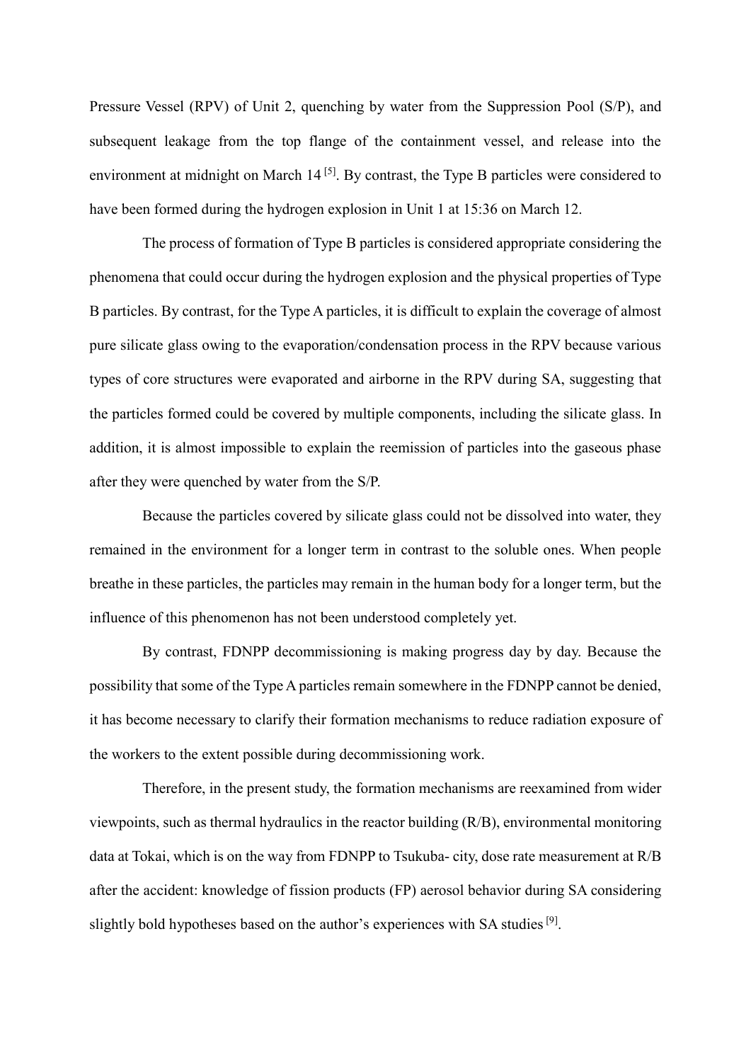Pressure Vessel (RPV) of Unit 2, quenching by water from the Suppression Pool (S/P), and subsequent leakage from the top flange of the containment vessel, and release into the environment at midnight on March 14 [5]. By contrast, the Type B particles were considered to have been formed during the hydrogen explosion in Unit 1 at 15:36 on March 12.

The process of formation of Type B particles is considered appropriate considering the phenomena that could occur during the hydrogen explosion and the physical properties of Type B particles. By contrast, for the Type A particles, it is difficult to explain the coverage of almost pure silicate glass owing to the evaporation/condensation process in the RPV because various types of core structures were evaporated and airborne in the RPV during SA, suggesting that the particles formed could be covered by multiple components, including the silicate glass. In addition, it is almost impossible to explain the reemission of particles into the gaseous phase after they were quenched by water from the S/P.

Because the particles covered by silicate glass could not be dissolved into water, they remained in the environment for a longer term in contrast to the soluble ones. When people breathe in these particles, the particles may remain in the human body for a longer term, but the influence of this phenomenon has not been understood completely yet.

By contrast, FDNPP decommissioning is making progress day by day. Because the possibility that some of the Type A particles remain somewhere in the FDNPP cannot be denied, it has become necessary to clarify their formation mechanisms to reduce radiation exposure of the workers to the extent possible during decommissioning work.

Therefore, in the present study, the formation mechanisms are reexamined from wider viewpoints, such as thermal hydraulics in the reactor building (R/B), environmental monitoring data at Tokai, which is on the way from FDNPP to Tsukuba- city, dose rate measurement at R/B after the accident: knowledge of fission products (FP) aerosol behavior during SA considering slightly bold hypotheses based on the author's experiences with SA studies [9].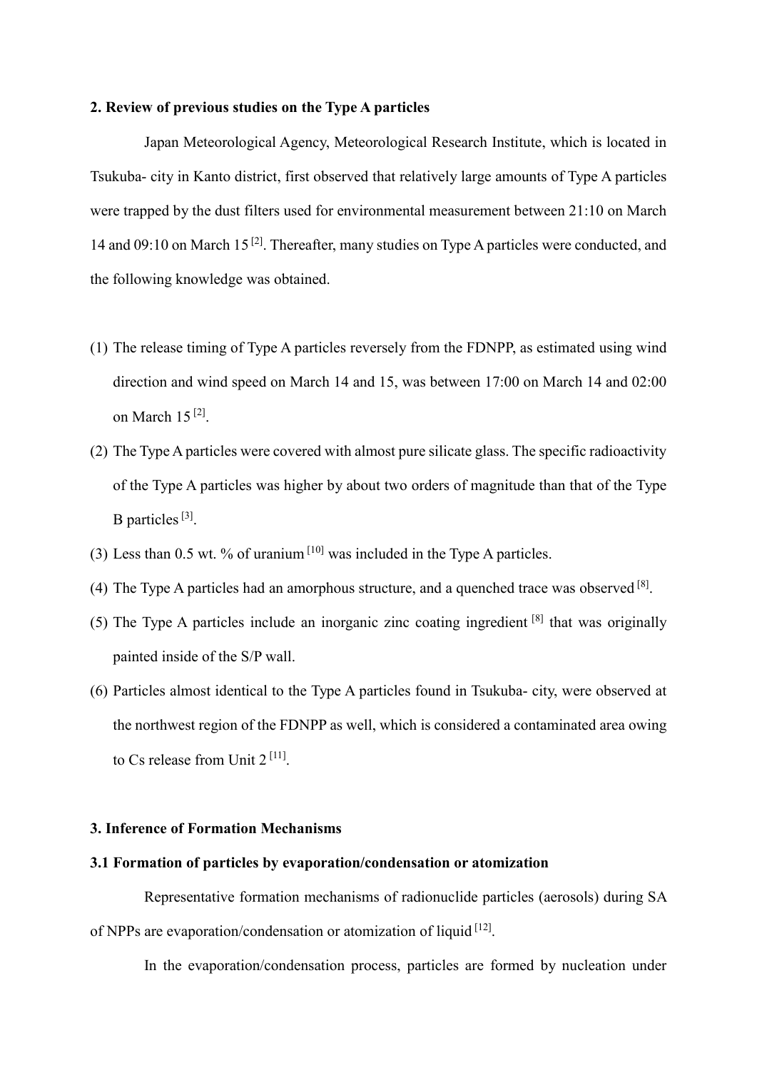## 2. Review of previous studies on the Type A particles

Japan Meteorological Agency, Meteorological Research Institute, which is located in Tsukuba- city in Kanto district, first observed that relatively large amounts of Type A particles were trapped by the dust filters used for environmental measurement between 21:10 on March 14 and 09:10 on March 15 [2]. Thereafter, many studies on Type A particles were conducted, and the following knowledge was obtained.

1. The release timing of Type A particles reversely from the FDNPP, as estimated using wind direction and wind speed on March 14 and 15, was between 17:00 on March 14 and 02:00 on March 15 [2].
2. The Type A particles were covered with almost pure silicate glass. The specific radioactivity of the Type A particles was higher by about two orders of magnitude than that of the Type B particles [3].
3. Less than 0.5 wt. % of uranium [10] was included in the Type A particles.
4. The Type A particles had an amorphous structure, and a quenched trace was observed [8].
5. The Type A particles include an inorganic zinc coating ingredient [8] that was originally painted inside of the S/P wall.
6. Particles almost identical to the Type A particles found in Tsukuba- city, were observed at the northwest region of the FDNPP as well, which is considered a contaminated area owing to Cs release from Unit 2 [11].

## 3. Inference of Formation Mechanisms

### 3.1 Formation of particles by evaporation/condensation or atomization

Representative formation mechanisms of radionuclide particles (aerosols) during SA of NPPs are evaporation/condensation or atomization of liquid [12].

In the evaporation/condensation process, particles are formed by nucleation under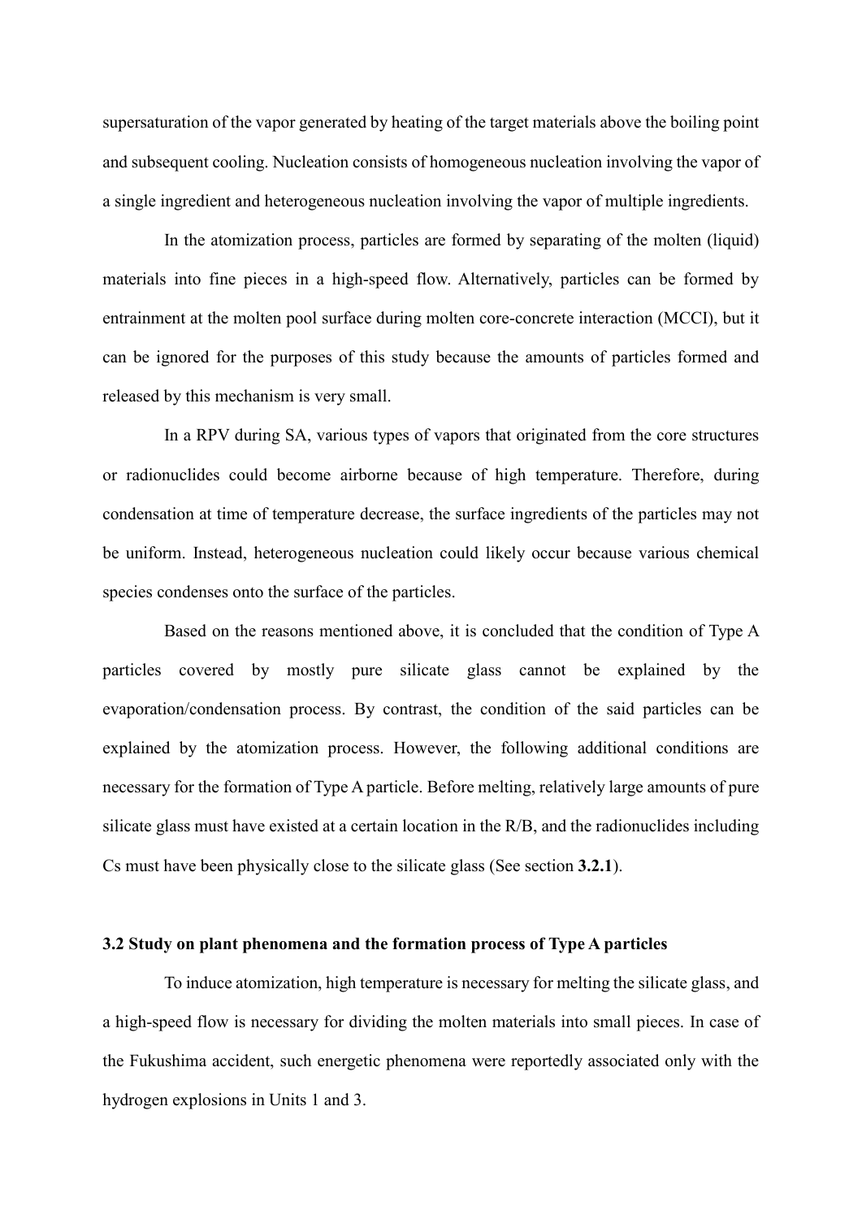supersaturation of the vapor generated by heating of the target materials above the boiling point and subsequent cooling. Nucleation consists of homogeneous nucleation involving the vapor of a single ingredient and heterogeneous nucleation involving the vapor of multiple ingredients.

In the atomization process, particles are formed by separating of the molten (liquid) materials into fine pieces in a high-speed flow. Alternatively, particles can be formed by entrainment at the molten pool surface during molten core-concrete interaction (MCCI), but it can be ignored for the purposes of this study because the amounts of particles formed and released by this mechanism is very small.

In a RPV during SA, various types of vapors that originated from the core structures or radionuclides could become airborne because of high temperature. Therefore, during condensation at time of temperature decrease, the surface ingredients of the particles may not be uniform. Instead, heterogeneous nucleation could likely occur because various chemical species condenses onto the surface of the particles.

Based on the reasons mentioned above, it is concluded that the condition of Type A particles covered by mostly pure silicate glass cannot be explained by the evaporation/condensation process. By contrast, the condition of the said particles can be explained by the atomization process. However, the following additional conditions are necessary for the formation of Type A particle. Before melting, relatively large amounts of pure silicate glass must have existed at a certain location in the R/B, and the radionuclides including Cs must have been physically close to the silicate glass (See section **3.2.1**).

### 3.2 Study on plant phenomena and the formation process of Type A particles

To induce atomization, high temperature is necessary for melting the silicate glass, and a high-speed flow is necessary for dividing the molten materials into small pieces. In case of the Fukushima accident, such energetic phenomena were reportedly associated only with the hydrogen explosions in Units 1 and 3.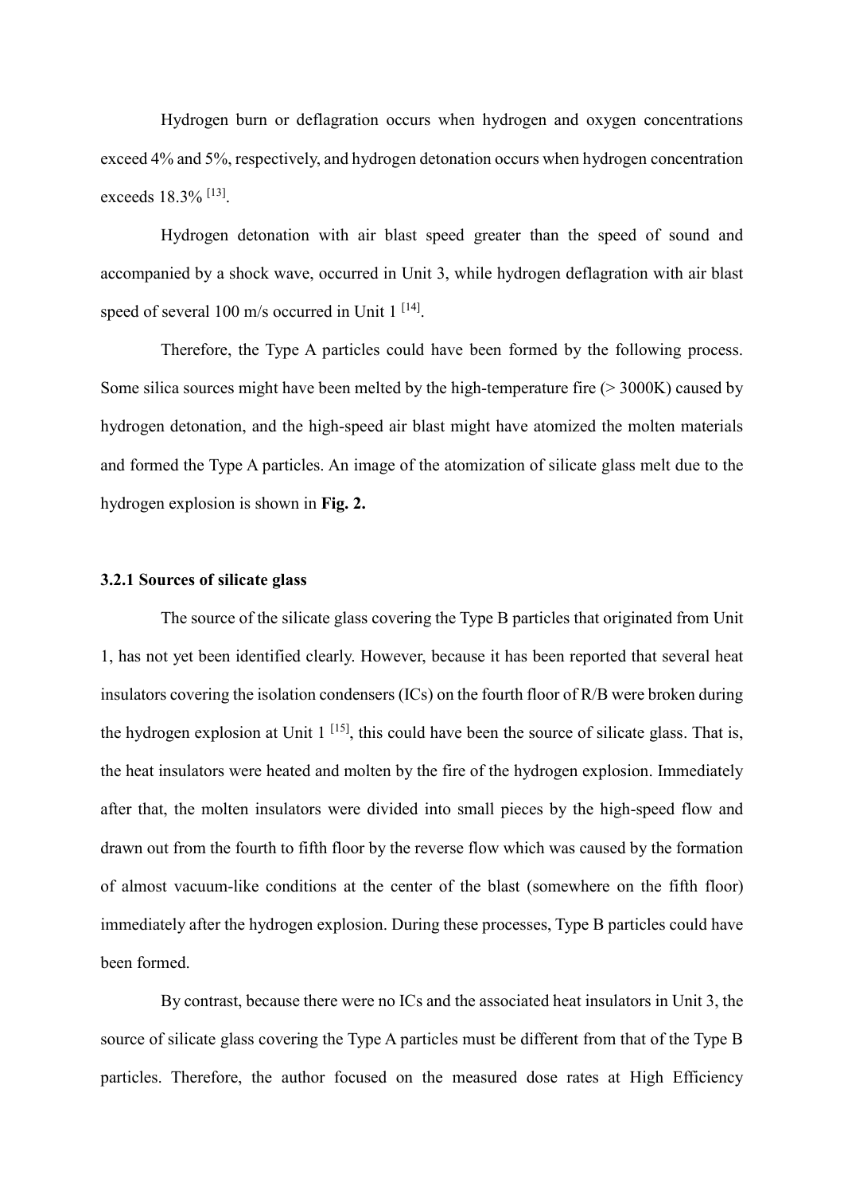Hydrogen burn or deflagration occurs when hydrogen and oxygen concentrations exceed 4% and 5%, respectively, and hydrogen detonation occurs when hydrogen concentration exceeds 18.3% [13].

Hydrogen detonation with air blast speed greater than the speed of sound and accompanied by a shock wave, occurred in Unit 3, while hydrogen deflagration with air blast speed of several 100 m/s occurred in Unit 1 [14].

Therefore, the Type A particles could have been formed by the following process. Some silica sources might have been melted by the high-temperature fire (> 3000K) caused by hydrogen detonation, and the high-speed air blast might have atomized the molten materials and formed the Type A particles. An image of the atomization of silicate glass melt due to the hydrogen explosion is shown in **Fig. 2.**

### 3.2.1 Sources of silicate glass

The source of the silicate glass covering the Type B particles that originated from Unit 1, has not yet been identified clearly. However, because it has been reported that several heat insulators covering the isolation condensers (ICs) on the fourth floor of R/B were broken during the hydrogen explosion at Unit 1 [15], this could have been the source of silicate glass. That is, the heat insulators were heated and molten by the fire of the hydrogen explosion. Immediately after that, the molten insulators were divided into small pieces by the high-speed flow and drawn out from the fourth to fifth floor by the reverse flow which was caused by the formation of almost vacuum-like conditions at the center of the blast (somewhere on the fifth floor) immediately after the hydrogen explosion. During these processes, Type B particles could have been formed.

By contrast, because there were no ICs and the associated heat insulators in Unit 3, the source of silicate glass covering the Type A particles must be different from that of the Type B particles. Therefore, the author focused on the measured dose rates at High Efficiency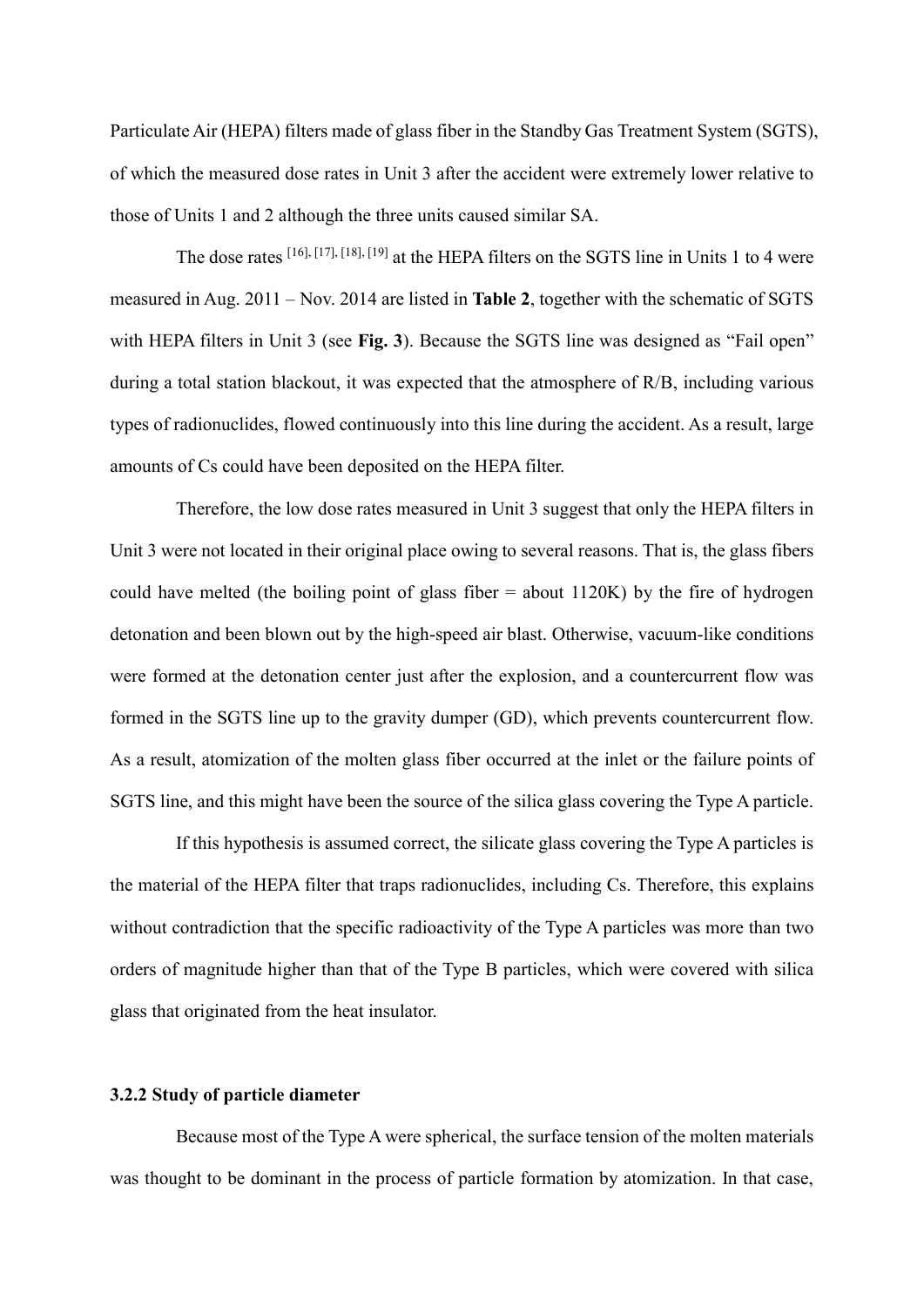Particulate Air (HEPA) filters made of glass fiber in the Standby Gas Treatment System (SGTS), of which the measured dose rates in Unit 3 after the accident were extremely lower relative to those of Units 1 and 2 although the three units caused similar SA.

The dose rates [16], [17], [18], [19] at the HEPA filters on the SGTS line in Units 1 to 4 were measured in Aug. 2011 – Nov. 2014 are listed in **Table 2**, together with the schematic of SGTS with HEPA filters in Unit 3 (see **Fig. 3**). Because the SGTS line was designed as "Fail open" during a total station blackout, it was expected that the atmosphere of R/B, including various types of radionuclides, flowed continuously into this line during the accident. As a result, large amounts of Cs could have been deposited on the HEPA filter.

Therefore, the low dose rates measured in Unit 3 suggest that only the HEPA filters in Unit 3 were not located in their original place owing to several reasons. That is, the glass fibers could have melted (the boiling point of glass fiber = about 1120K) by the fire of hydrogen detonation and been blown out by the high-speed air blast. Otherwise, vacuum-like conditions were formed at the detonation center just after the explosion, and a countercurrent flow was formed in the SGTS line up to the gravity dumper (GD), which prevents countercurrent flow. As a result, atomization of the molten glass fiber occurred at the inlet or the failure points of SGTS line, and this might have been the source of the silica glass covering the Type A particle.

If this hypothesis is assumed correct, the silicate glass covering the Type A particles is the material of the HEPA filter that traps radionuclides, including Cs. Therefore, this explains without contradiction that the specific radioactivity of the Type A particles was more than two orders of magnitude higher than that of the Type B particles, which were covered with silica glass that originated from the heat insulator.

### 3.2.2 Study of particle diameter

Because most of the Type A were spherical, the surface tension of the molten materials was thought to be dominant in the process of particle formation by atomization. In that case,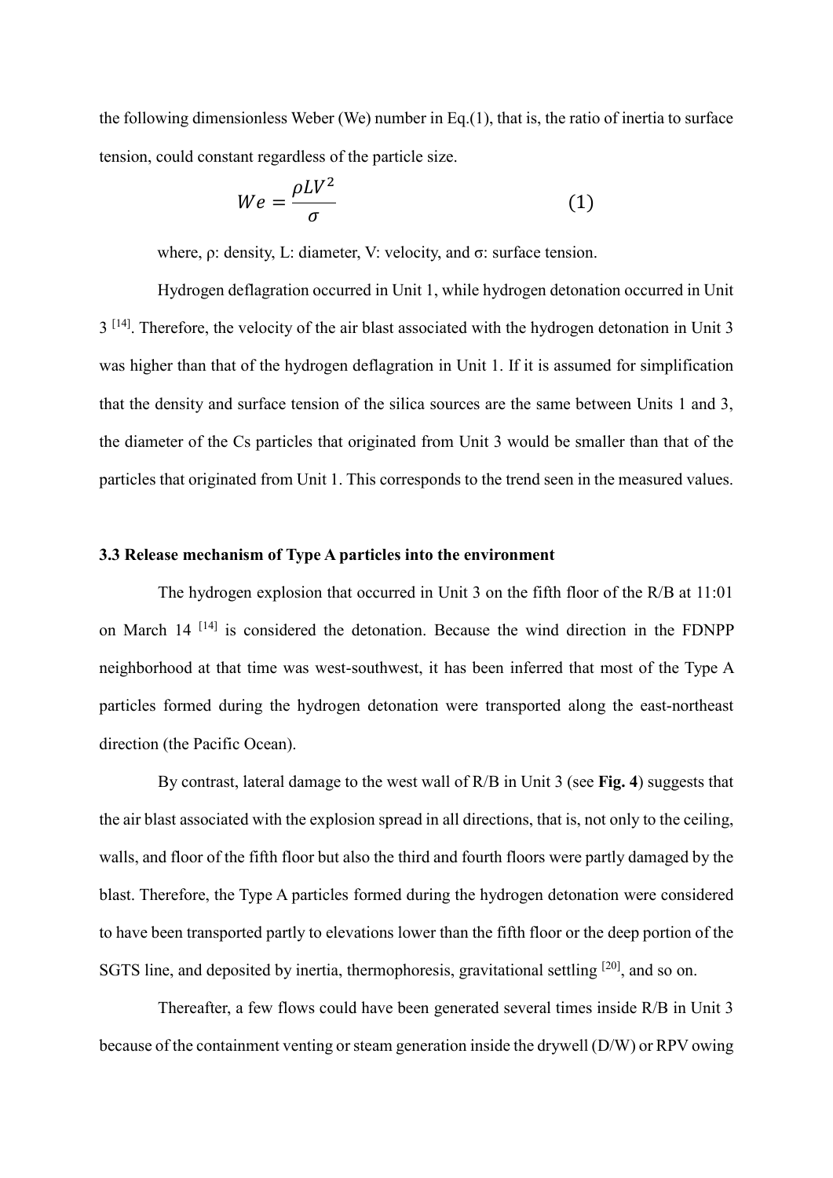the following dimensionless Weber (We) number in Eq.(1), that is, the ratio of inertia to surface tension, could constant regardless of the particle size.

$$We = \frac{\rho L V^2}{\sigma} \tag{1}$$

where, ρ: density, L: diameter, V: velocity, and σ: surface tension.

Hydrogen deflagration occurred in Unit 1, while hydrogen detonation occurred in Unit 3 [14]. Therefore, the velocity of the air blast associated with the hydrogen detonation in Unit 3 was higher than that of the hydrogen deflagration in Unit 1. If it is assumed for simplification that the density and surface tension of the silica sources are the same between Units 1 and 3, the diameter of the Cs particles that originated from Unit 3 would be smaller than that of the particles that originated from Unit 1. This corresponds to the trend seen in the measured values.

### 3.3 Release mechanism of Type A particles into the environment

The hydrogen explosion that occurred in Unit 3 on the fifth floor of the R/B at 11:01 on March 14 [14] is considered the detonation. Because the wind direction in the FDNPP neighborhood at that time was west-southwest, it has been inferred that most of the Type A particles formed during the hydrogen detonation were transported along the east-northeast direction (the Pacific Ocean).

By contrast, lateral damage to the west wall of R/B in Unit 3 (see **Fig. 4**) suggests that the air blast associated with the explosion spread in all directions, that is, not only to the ceiling, walls, and floor of the fifth floor but also the third and fourth floors were partly damaged by the blast. Therefore, the Type A particles formed during the hydrogen detonation were considered to have been transported partly to elevations lower than the fifth floor or the deep portion of the SGTS line, and deposited by inertia, thermophoresis, gravitational settling [20], and so on.

Thereafter, a few flows could have been generated several times inside R/B in Unit 3 because of the containment venting or steam generation inside the drywell (D/W) or RPV owing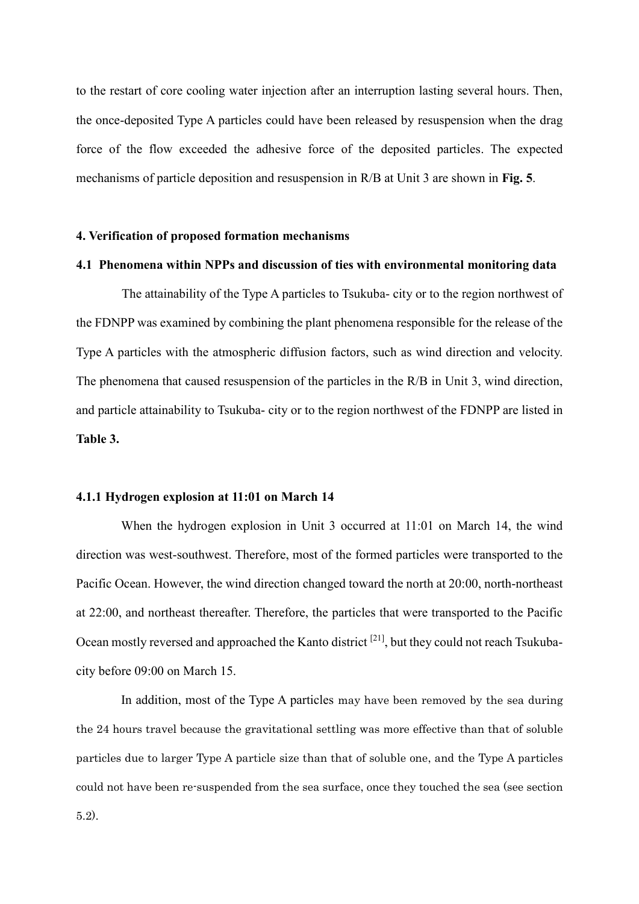to the restart of core cooling water injection after an interruption lasting several hours. Then, the once-deposited Type A particles could have been released by resuspension when the drag force of the flow exceeded the adhesive force of the deposited particles. The expected mechanisms of particle deposition and resuspension in R/B at Unit 3 are shown in **Fig. 5**.

## 4. Verification of proposed formation mechanisms

### 4.1 Phenomena within NPPs and discussion of ties with environmental monitoring data

The attainability of the Type A particles to Tsukuba- city or to the region northwest of the FDNPP was examined by combining the plant phenomena responsible for the release of the Type A particles with the atmospheric diffusion factors, such as wind direction and velocity. The phenomena that caused resuspension of the particles in the R/B in Unit 3, wind direction, and particle attainability to Tsukuba- city or to the region northwest of the FDNPP are listed in **Table 3.**

#### 4.1.1 Hydrogen explosion at 11:01 on March 14

When the hydrogen explosion in Unit 3 occurred at 11:01 on March 14, the wind direction was west-southwest. Therefore, most of the formed particles were transported to the Pacific Ocean. However, the wind direction changed toward the north at 20:00, north-northeast at 22:00, and northeast thereafter. Therefore, the particles that were transported to the Pacific Ocean mostly reversed and approached the Kanto district [21], but they could not reach Tsukuba-city before 09:00 on March 15.

In addition, most of the Type A particles may have been removed by the sea during the 24 hours travel because the gravitational settling was more effective than that of soluble particles due to larger Type A particle size than that of soluble one, and the Type A particles could not have been re-suspended from the sea surface, once they touched the sea (see section 5.2).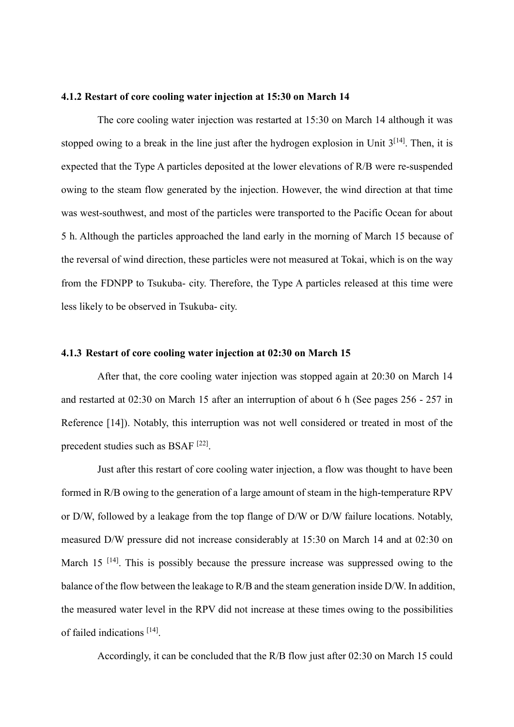### 4.1.2 Restart of core cooling water injection at 15:30 on March 14

The core cooling water injection was restarted at 15:30 on March 14 although it was stopped owing to a break in the line just after the hydrogen explosion in Unit 3[14]. Then, it is expected that the Type A particles deposited at the lower elevations of R/B were re-suspended owing to the steam flow generated by the injection. However, the wind direction at that time was west-southwest, and most of the particles were transported to the Pacific Ocean for about 5 h. Although the particles approached the land early in the morning of March 15 because of the reversal of wind direction, these particles were not measured at Tokai, which is on the way from the FDNPP to Tsukuba- city. Therefore, the Type A particles released at this time were less likely to be observed in Tsukuba- city.

### 4.1.3 Restart of core cooling water injection at 02:30 on March 15

After that, the core cooling water injection was stopped again at 20:30 on March 14 and restarted at 02:30 on March 15 after an interruption of about 6 h (See pages 256 - 257 in Reference [14]). Notably, this interruption was not well considered or treated in most of the precedent studies such as BSAF [22].

Just after this restart of core cooling water injection, a flow was thought to have been formed in R/B owing to the generation of a large amount of steam in the high-temperature RPV or D/W, followed by a leakage from the top flange of D/W or D/W failure locations. Notably, measured D/W pressure did not increase considerably at 15:30 on March 14 and at 02:30 on March 15 [14]. This is possibly because the pressure increase was suppressed owing to the balance of the flow between the leakage to R/B and the steam generation inside D/W. In addition, the measured water level in the RPV did not increase at these times owing to the possibilities of failed indications [14].

Accordingly, it can be concluded that the R/B flow just after 02:30 on March 15 could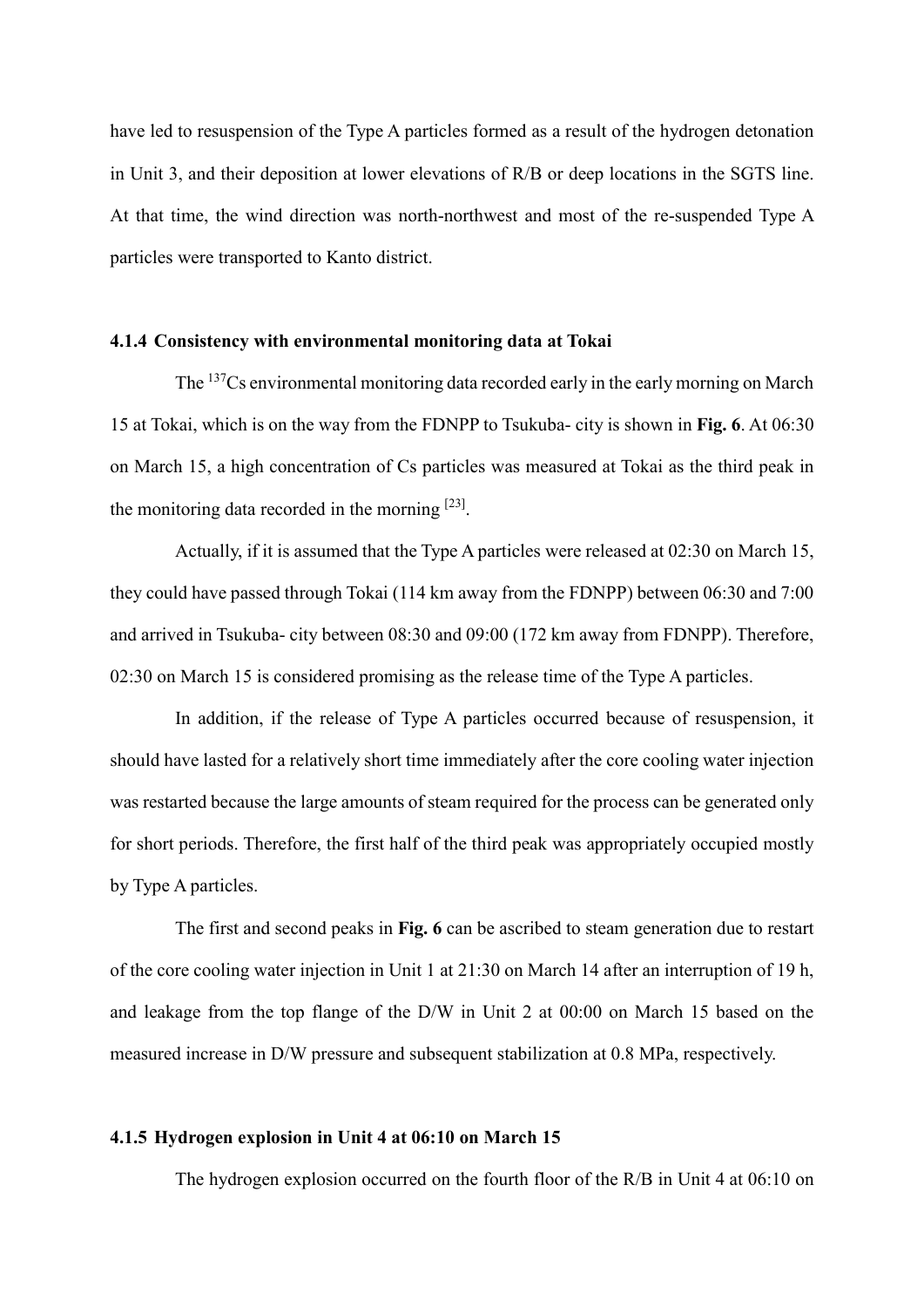have led to resuspension of the Type A particles formed as a result of the hydrogen detonation in Unit 3, and their deposition at lower elevations of R/B or deep locations in the SGTS line. At that time, the wind direction was north-northwest and most of the re-suspended Type A particles were transported to Kanto district.

#### 4.1.4 Consistency with environmental monitoring data at Tokai

The $^{137}$Cs environmental monitoring data recorded early in the early morning on March 15 at Tokai, which is on the way from the FDNPP to Tsukuba- city is shown in **Fig. 6**. At 06:30 on March 15, a high concentration of Cs particles was measured at Tokai as the third peak in the monitoring data recorded in the morning [23].

Actually, if it is assumed that the Type A particles were released at 02:30 on March 15, they could have passed through Tokai (114 km away from the FDNPP) between 06:30 and 7:00 and arrived in Tsukuba- city between 08:30 and 09:00 (172 km away from FDNPP). Therefore, 02:30 on March 15 is considered promising as the release time of the Type A particles.

In addition, if the release of Type A particles occurred because of resuspension, it should have lasted for a relatively short time immediately after the core cooling water injection was restarted because the large amounts of steam required for the process can be generated only for short periods. Therefore, the first half of the third peak was appropriately occupied mostly by Type A particles.

The first and second peaks in **Fig. 6** can be ascribed to steam generation due to restart of the core cooling water injection in Unit 1 at 21:30 on March 14 after an interruption of 19 h, and leakage from the top flange of the D/W in Unit 2 at 00:00 on March 15 based on the measured increase in D/W pressure and subsequent stabilization at 0.8 MPa, respectively.

#### 4.1.5 Hydrogen explosion in Unit 4 at 06:10 on March 15

The hydrogen explosion occurred on the fourth floor of the R/B in Unit 4 at 06:10 on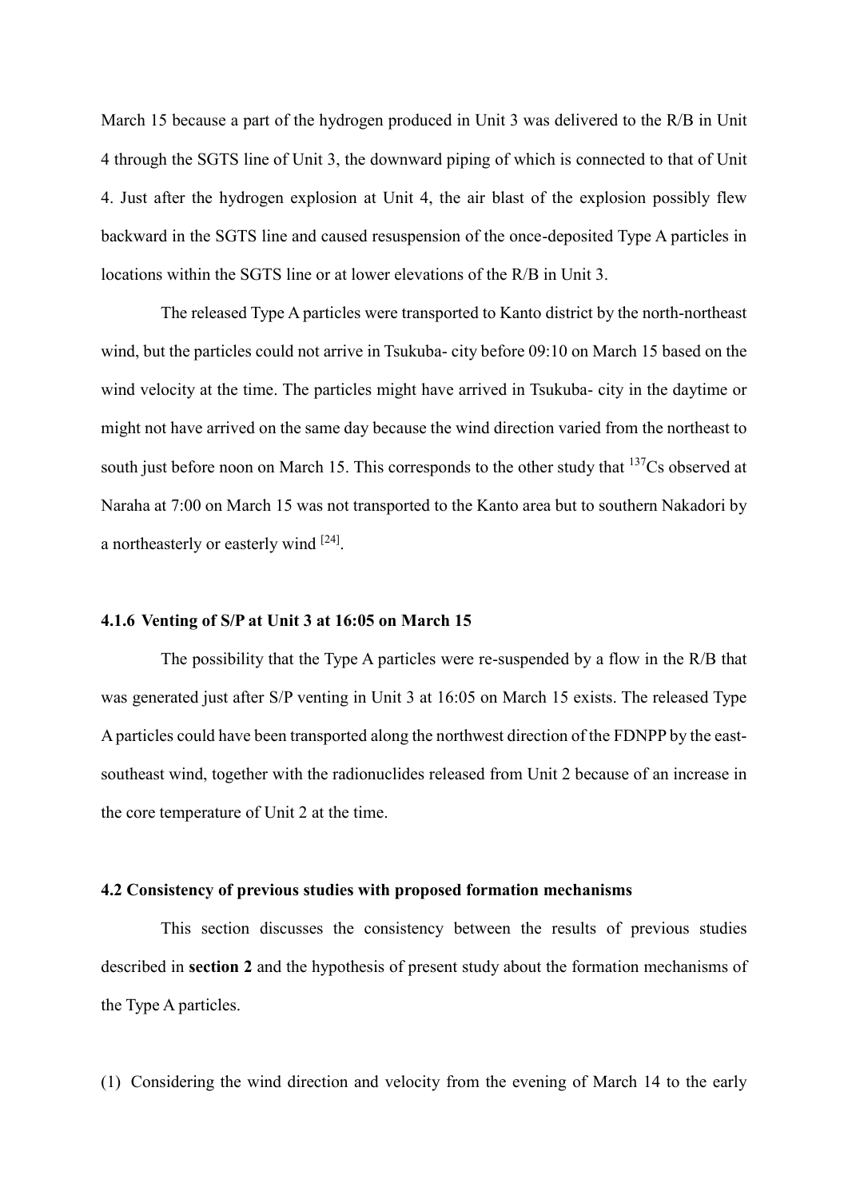March 15 because a part of the hydrogen produced in Unit 3 was delivered to the R/B in Unit 4 through the SGTS line of Unit 3, the downward piping of which is connected to that of Unit 4. Just after the hydrogen explosion at Unit 4, the air blast of the explosion possibly flew backward in the SGTS line and caused resuspension of the once-deposited Type A particles in locations within the SGTS line or at lower elevations of the R/B in Unit 3.

The released Type A particles were transported to Kanto district by the north-northeast wind, but the particles could not arrive in Tsukuba- city before 09:10 on March 15 based on the wind velocity at the time. The particles might have arrived in Tsukuba- city in the daytime or might not have arrived on the same day because the wind direction varied from the northeast to south just before noon on March 15. This corresponds to the other study that $^{137}Cs$ observed at Naraha at 7:00 on March 15 was not transported to the Kanto area but to southern Nakadori by a northeasterly or easterly wind [24].

#### 4.1.6 Venting of S/P at Unit 3 at 16:05 on March 15

The possibility that the Type A particles were re-suspended by a flow in the R/B that was generated just after S/P venting in Unit 3 at 16:05 on March 15 exists. The released Type A particles could have been transported along the northwest direction of the FDNPP by the east-southeast wind, together with the radionuclides released from Unit 2 because of an increase in the core temperature of Unit 2 at the time.

### 4.2 Consistency of previous studies with proposed formation mechanisms

This section discusses the consistency between the results of previous studies described in **section 2** and the hypothesis of present study about the formation mechanisms of the Type A particles.

(1) Considering the wind direction and velocity from the evening of March 14 to the early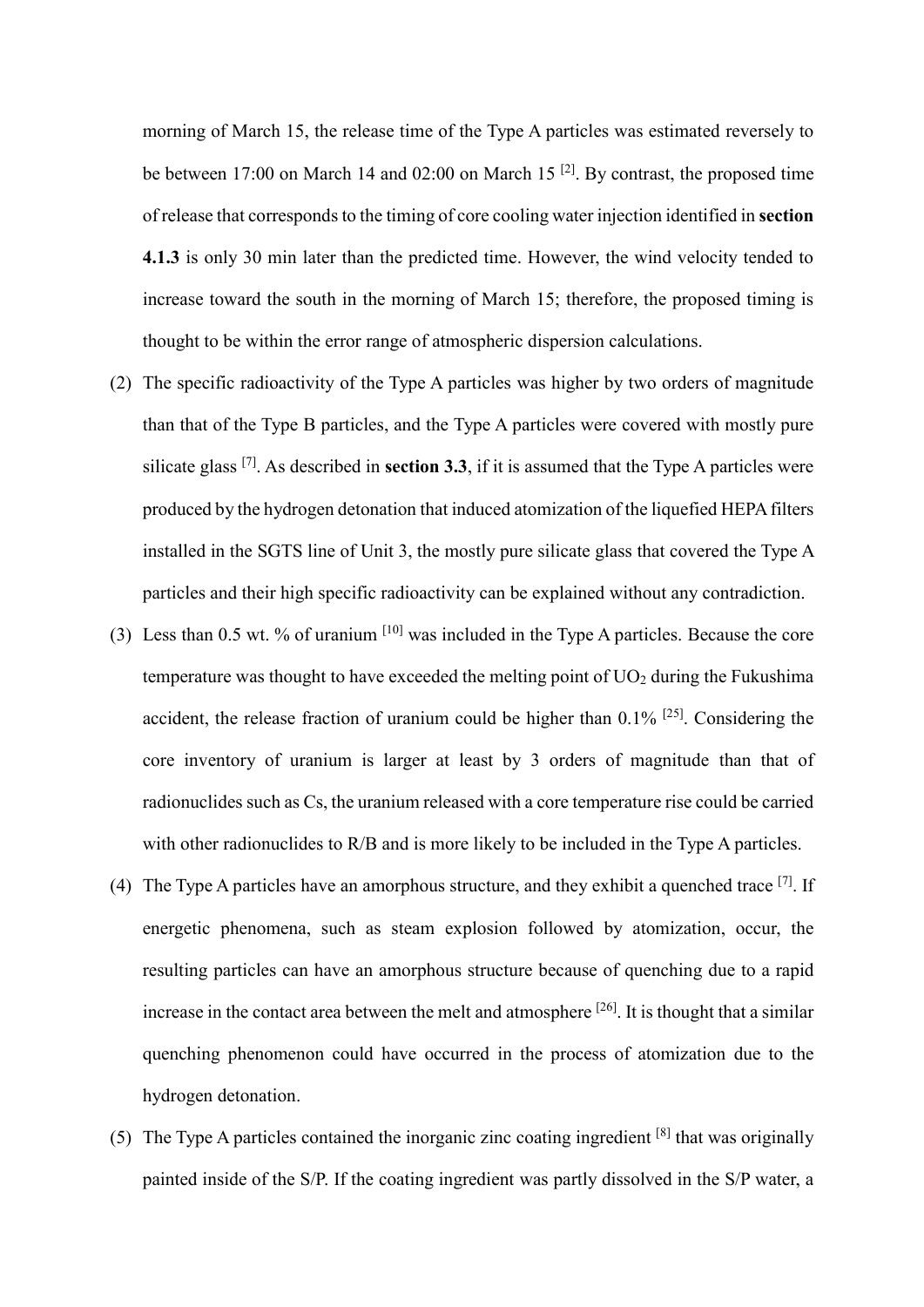morning of March 15, the release time of the Type A particles was estimated reversely to be between 17:00 on March 14 and 02:00 on March 15 [2]. By contrast, the proposed time of release that corresponds to the timing of core cooling water injection identified in **section 4.1.3** is only 30 min later than the predicted time. However, the wind velocity tended to increase toward the south in the morning of March 15; therefore, the proposed timing is thought to be within the error range of atmospheric dispersion calculations.

(2) The specific radioactivity of the Type A particles was higher by two orders of magnitude than that of the Type B particles, and the Type A particles were covered with mostly pure silicate glass [7]. As described in **section 3.3**, if it is assumed that the Type A particles were produced by the hydrogen detonation that induced atomization of the liquefied HEPA filters installed in the SGTS line of Unit 3, the mostly pure silicate glass that covered the Type A particles and their high specific radioactivity can be explained without any contradiction.

(3) Less than 0.5 wt. % of uranium [10] was included in the Type A particles. Because the core temperature was thought to have exceeded the melting point of $UO_2$ during the Fukushima accident, the release fraction of uranium could be higher than 0.1% [25]. Considering the core inventory of uranium is larger at least by 3 orders of magnitude than that of radionuclides such as Cs, the uranium released with a core temperature rise could be carried with other radionuclides to R/B and is more likely to be included in the Type A particles.

(4) The Type A particles have an amorphous structure, and they exhibit a quenched trace [7]. If energetic phenomena, such as steam explosion followed by atomization, occur, the resulting particles can have an amorphous structure because of quenching due to a rapid increase in the contact area between the melt and atmosphere [26]. It is thought that a similar quenching phenomenon could have occurred in the process of atomization due to the hydrogen detonation.

(5) The Type A particles contained the inorganic zinc coating ingredient [8] that was originally painted inside of the S/P. If the coating ingredient was partly dissolved in the S/P water, a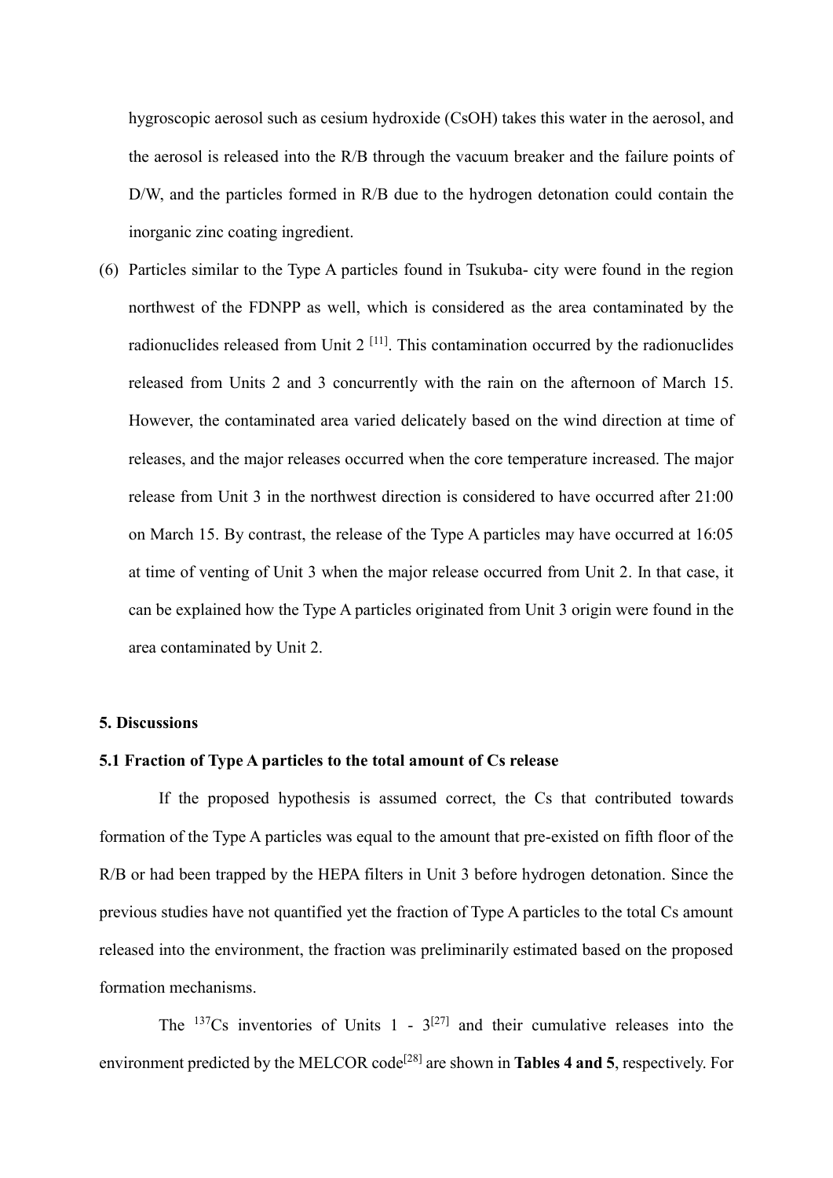hygroscopic aerosol such as cesium hydroxide (CsOH) takes this water in the aerosol, and the aerosol is released into the R/B through the vacuum breaker and the failure points of D/W, and the particles formed in R/B due to the hydrogen detonation could contain the inorganic zinc coating ingredient.

(6) Particles similar to the Type A particles found in Tsukuba- city were found in the region northwest of the FDNPP as well, which is considered as the area contaminated by the radionuclides released from Unit 2 [11]. This contamination occurred by the radionuclides released from Units 2 and 3 concurrently with the rain on the afternoon of March 15. However, the contaminated area varied delicately based on the wind direction at time of releases, and the major releases occurred when the core temperature increased. The major release from Unit 3 in the northwest direction is considered to have occurred after 21:00 on March 15. By contrast, the release of the Type A particles may have occurred at 16:05 at time of venting of Unit 3 when the major release occurred from Unit 2. In that case, it can be explained how the Type A particles originated from Unit 3 origin were found in the area contaminated by Unit 2.

## 5. Discussions

### 5.1 Fraction of Type A particles to the total amount of Cs release

If the proposed hypothesis is assumed correct, the Cs that contributed towards formation of the Type A particles was equal to the amount that pre-existed on fifth floor of the R/B or had been trapped by the HEPA filters in Unit 3 before hydrogen detonation. Since the previous studies have not quantified yet the fraction of Type A particles to the total Cs amount released into the environment, the fraction was preliminarily estimated based on the proposed formation mechanisms.

The $^{137}$Cs inventories of Units 1 - 3[27] and their cumulative releases into the environment predicted by the MELCOR code[28] are shown in **Tables 4 and 5**, respectively. For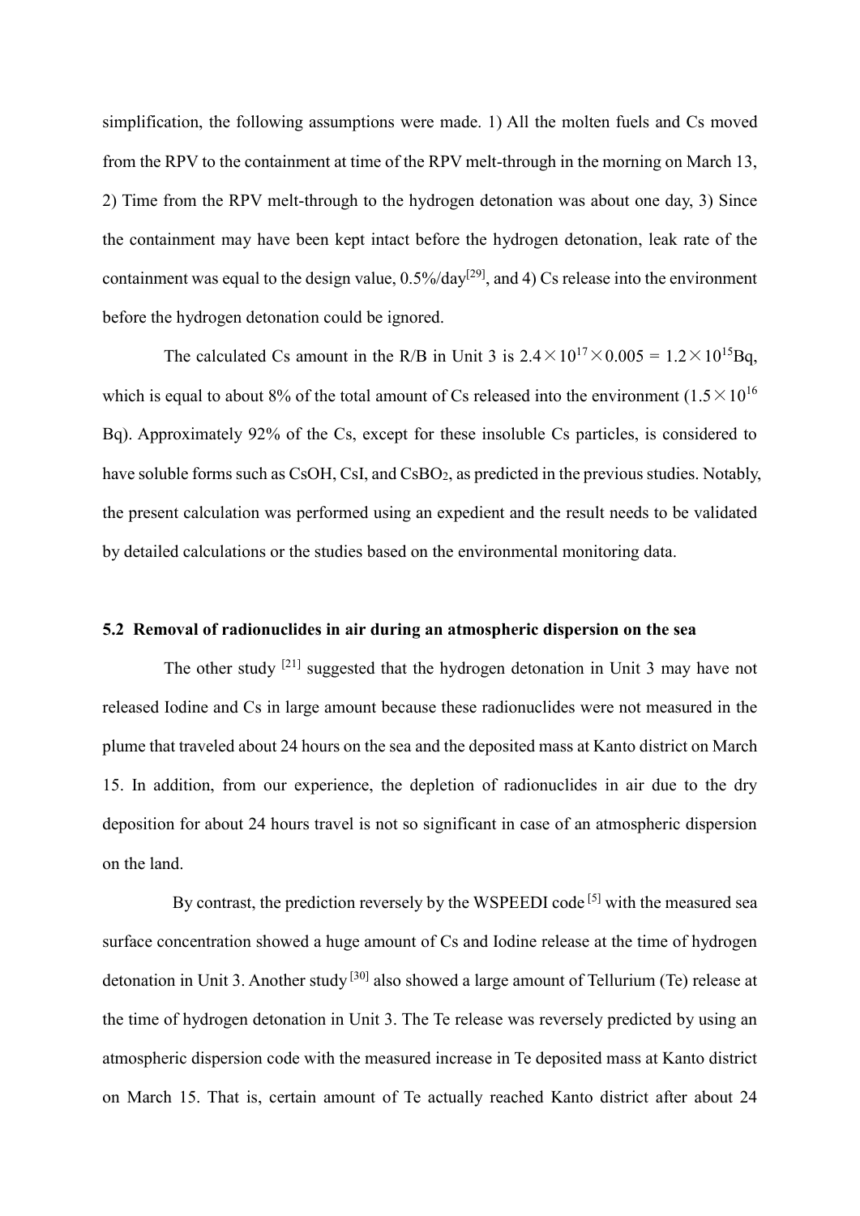simplification, the following assumptions were made. 1) All the molten fuels and Cs moved from the RPV to the containment at time of the RPV melt-through in the morning on March 13, 2) Time from the RPV melt-through to the hydrogen detonation was about one day, 3) Since the containment may have been kept intact before the hydrogen detonation, leak rate of the containment was equal to the design value, 0.5%/day[29], and 4) Cs release into the environment before the hydrogen detonation could be ignored.

The calculated Cs amount in the R/B in Unit 3 is $2.4\times10^{17}\times0.005 = 1.2\times10^{15}$Bq, which is equal to about 8% of the total amount of Cs released into the environment ($1.5\times10^{16}$ Bq). Approximately 92% of the Cs, except for these insoluble Cs particles, is considered to have soluble forms such as CsOH, CsI, and $CsBO_2$, as predicted in the previous studies. Notably, the present calculation was performed using an expedient and the result needs to be validated by detailed calculations or the studies based on the environmental monitoring data.

### 5.2 Removal of radionuclides in air during an atmospheric dispersion on the sea

The other study [21] suggested that the hydrogen detonation in Unit 3 may have not released Iodine and Cs in large amount because these radionuclides were not measured in the plume that traveled about 24 hours on the sea and the deposited mass at Kanto district on March 15. In addition, from our experience, the depletion of radionuclides in air due to the dry deposition for about 24 hours travel is not so significant in case of an atmospheric dispersion on the land.

By contrast, the prediction reversely by the WSPEEDI code [5] with the measured sea surface concentration showed a huge amount of Cs and Iodine release at the time of hydrogen detonation in Unit 3. Another study [30] also showed a large amount of Tellurium (Te) release at the time of hydrogen detonation in Unit 3. The Te release was reversely predicted by using an atmospheric dispersion code with the measured increase in Te deposited mass at Kanto district on March 15. That is, certain amount of Te actually reached Kanto district after about 24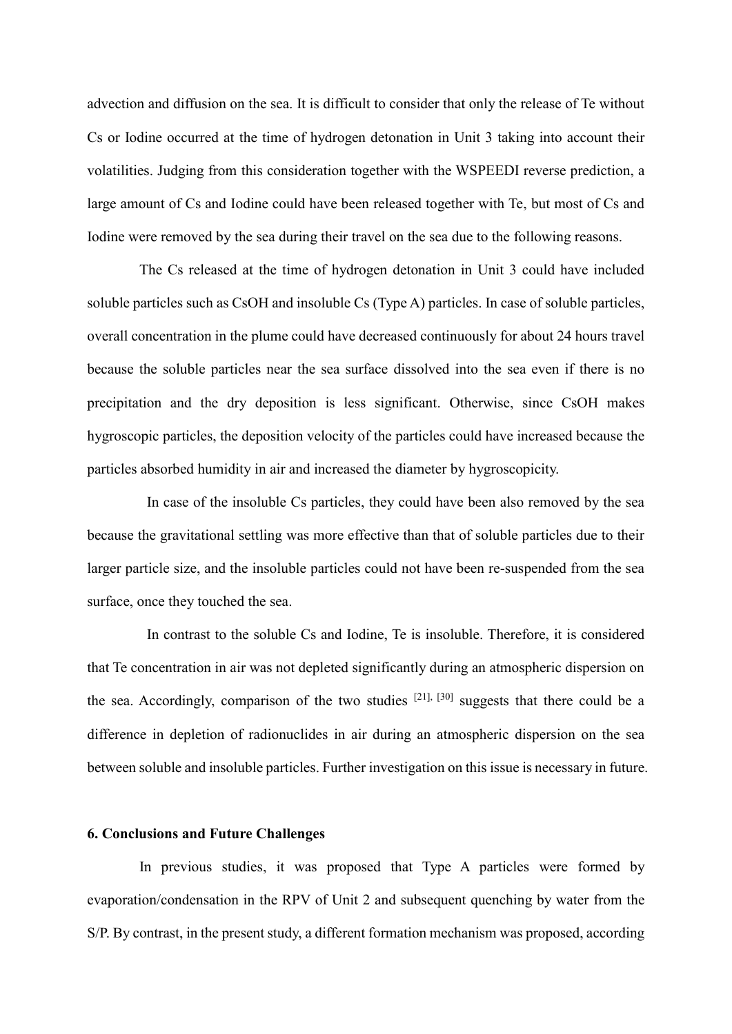advection and diffusion on the sea. It is difficult to consider that only the release of Te without Cs or Iodine occurred at the time of hydrogen detonation in Unit 3 taking into account their volatilities. Judging from this consideration together with the WSPEEDI reverse prediction, a large amount of Cs and Iodine could have been released together with Te, but most of Cs and Iodine were removed by the sea during their travel on the sea due to the following reasons.

The Cs released at the time of hydrogen detonation in Unit 3 could have included soluble particles such as CsOH and insoluble Cs (Type A) particles. In case of soluble particles, overall concentration in the plume could have decreased continuously for about 24 hours travel because the soluble particles near the sea surface dissolved into the sea even if there is no precipitation and the dry deposition is less significant. Otherwise, since CsOH makes hygroscopic particles, the deposition velocity of the particles could have increased because the particles absorbed humidity in air and increased the diameter by hygroscopicity.

In case of the insoluble Cs particles, they could have been also removed by the sea because the gravitational settling was more effective than that of soluble particles due to their larger particle size, and the insoluble particles could not have been re-suspended from the sea surface, once they touched the sea.

In contrast to the soluble Cs and Iodine, Te is insoluble. Therefore, it is considered that Te concentration in air was not depleted significantly during an atmospheric dispersion on the sea. Accordingly, comparison of the two studies [21], [30] suggests that there could be a difference in depletion of radionuclides in air during an atmospheric dispersion on the sea between soluble and insoluble particles. Further investigation on this issue is necessary in future.

## 6. Conclusions and Future Challenges

In previous studies, it was proposed that Type A particles were formed by evaporation/condensation in the RPV of Unit 2 and subsequent quenching by water from the S/P. By contrast, in the present study, a different formation mechanism was proposed, according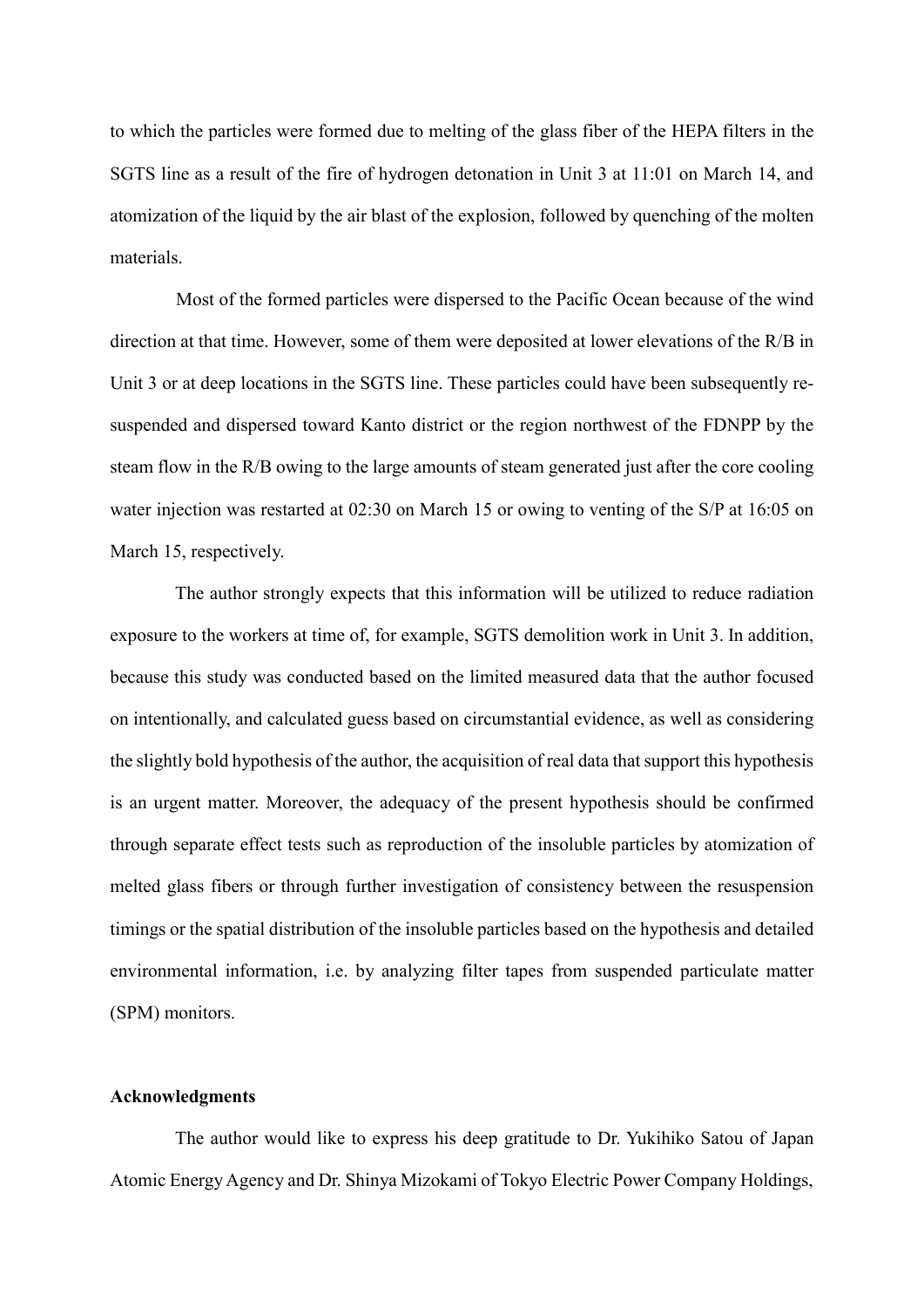to which the particles were formed due to melting of the glass fiber of the HEPA filters in the SGTS line as a result of the fire of hydrogen detonation in Unit 3 at 11:01 on March 14, and atomization of the liquid by the air blast of the explosion, followed by quenching of the molten materials.

Most of the formed particles were dispersed to the Pacific Ocean because of the wind direction at that time. However, some of them were deposited at lower elevations of the R/B in Unit 3 or at deep locations in the SGTS line. These particles could have been subsequently re-suspended and dispersed toward Kanto district or the region northwest of the FDNPP by the steam flow in the R/B owing to the large amounts of steam generated just after the core cooling water injection was restarted at 02:30 on March 15 or owing to venting of the S/P at 16:05 on March 15, respectively.

The author strongly expects that this information will be utilized to reduce radiation exposure to the workers at time of, for example, SGTS demolition work in Unit 3. In addition, because this study was conducted based on the limited measured data that the author focused on intentionally, and calculated guess based on circumstantial evidence, as well as considering the slightly bold hypothesis of the author, the acquisition of real data that support this hypothesis is an urgent matter. Moreover, the adequacy of the present hypothesis should be confirmed through separate effect tests such as reproduction of the insoluble particles by atomization of melted glass fibers or through further investigation of consistency between the resuspension timings or the spatial distribution of the insoluble particles based on the hypothesis and detailed environmental information, i.e. by analyzing filter tapes from suspended particulate matter (SPM) monitors.

## Acknowledgments

The author would like to express his deep gratitude to Dr. Yukihiko Satou of Japan Atomic Energy Agency and Dr. Shinya Mizokami of Tokyo Electric Power Company Holdings,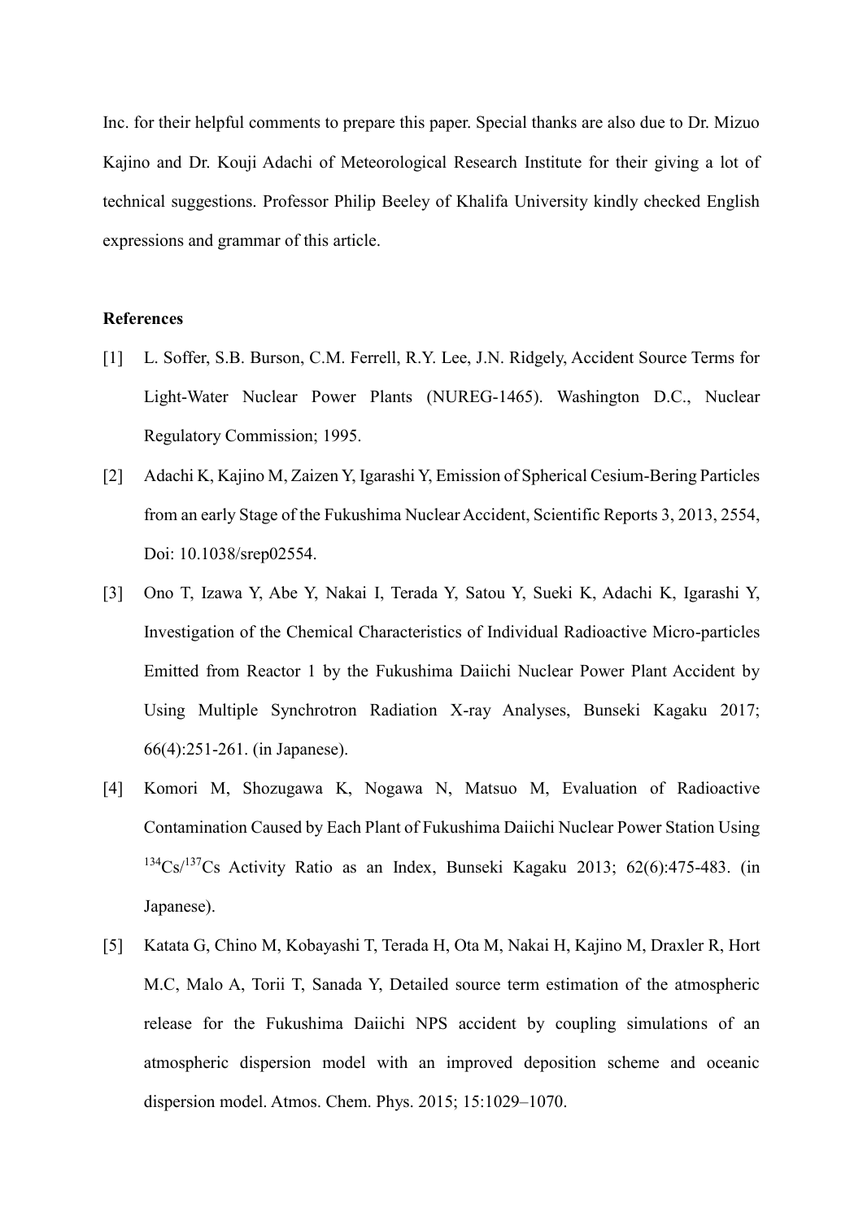Inc. for their helpful comments to prepare this paper. Special thanks are also due to Dr. Mizuo Kajino and Dr. Kouji Adachi of Meteorological Research Institute for their giving a lot of technical suggestions. Professor Philip Beeley of Khalifa University kindly checked English expressions and grammar of this article.

**References**

[1] L. Soffer, S.B. Burson, C.M. Ferrell, R.Y. Lee, J.N. Ridgely, Accident Source Terms for Light-Water Nuclear Power Plants (NUREG-1465). Washington D.C., Nuclear Regulatory Commission; 1995.

[2] Adachi K, Kajino M, Zaizen Y, Igarashi Y, Emission of Spherical Cesium-Bering Particles from an early Stage of the Fukushima Nuclear Accident, Scientific Reports 3, 2013, 2554, Doi: 10.1038/srep02554.

[3] Ono T, Izawa Y, Abe Y, Nakai I, Terada Y, Satou Y, Sueki K, Adachi K, Igarashi Y, Investigation of the Chemical Characteristics of Individual Radioactive Micro-particles Emitted from Reactor 1 by the Fukushima Daiichi Nuclear Power Plant Accident by Using Multiple Synchrotron Radiation X-ray Analyses, Bunseki Kagaku 2017; 66(4):251-261. (in Japanese).

[4] Komori M, Shozugawa K, Nogawa N, Matsuo M, Evaluation of Radioactive Contamination Caused by Each Plant of Fukushima Daiichi Nuclear Power Station Using $^{134}Cs/^{137}Cs$ Activity Ratio as an Index, Bunseki Kagaku 2013; 62(6):475-483. (in Japanese).

[5] Katata G, Chino M, Kobayashi T, Terada H, Ota M, Nakai H, Kajino M, Draxler R, Hort M.C, Malo A, Torii T, Sanada Y, Detailed source term estimation of the atmospheric release for the Fukushima Daiichi NPS accident by coupling simulations of an atmospheric dispersion model with an improved deposition scheme and oceanic dispersion model. Atmos. Chem. Phys. 2015; 15:1029–1070.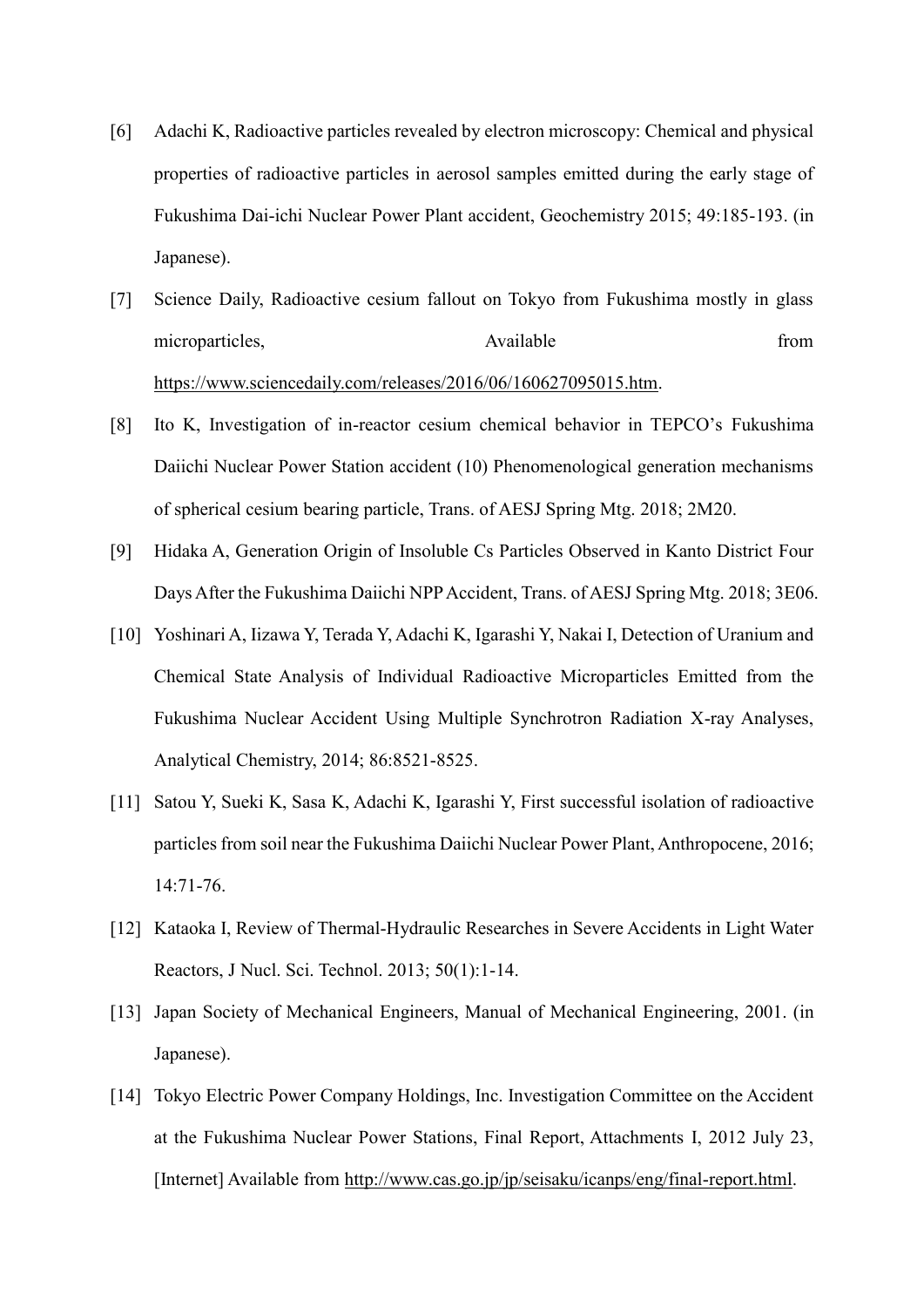[6] Adachi K, Radioactive particles revealed by electron microscopy: Chemical and physical properties of radioactive particles in aerosol samples emitted during the early stage of Fukushima Dai-ichi Nuclear Power Plant accident, Geochemistry 2015; 49:185-193. (in Japanese).

[7] Science Daily, Radioactive cesium fallout on Tokyo from Fukushima mostly in glass microparticles, Available from https://www.sciencedaily.com/releases/2016/06/160627095015.htm.

[8] Ito K, Investigation of in-reactor cesium chemical behavior in TEPCO's Fukushima Daiichi Nuclear Power Station accident (10) Phenomenological generation mechanisms of spherical cesium bearing particle, Trans. of AESJ Spring Mtg. 2018; 2M20.

[9] Hidaka A, Generation Origin of Insoluble Cs Particles Observed in Kanto District Four Days After the Fukushima Daiichi NPP Accident, Trans. of AESJ Spring Mtg. 2018; 3E06.

[10] Yoshinari A, Iizawa Y, Terada Y, Adachi K, Igarashi Y, Nakai I, Detection of Uranium and Chemical State Analysis of Individual Radioactive Microparticles Emitted from the Fukushima Nuclear Accident Using Multiple Synchrotron Radiation X-ray Analyses, Analytical Chemistry, 2014; 86:8521-8525.

[11] Satou Y, Sueki K, Sasa K, Adachi K, Igarashi Y, First successful isolation of radioactive particles from soil near the Fukushima Daiichi Nuclear Power Plant, Anthropocene, 2016; 14:71-76.

[12] Kataoka I, Review of Thermal-Hydraulic Researches in Severe Accidents in Light Water Reactors, J Nucl. Sci. Technol. 2013; 50(1):1-14.

[13] Japan Society of Mechanical Engineers, Manual of Mechanical Engineering, 2001. (in Japanese).

[14] Tokyo Electric Power Company Holdings, Inc. Investigation Committee on the Accident at the Fukushima Nuclear Power Stations, Final Report, Attachments I, 2012 July 23, [Internet] Available from http://www.cas.go.jp/jp/seisaku/icanps/eng/final-report.html.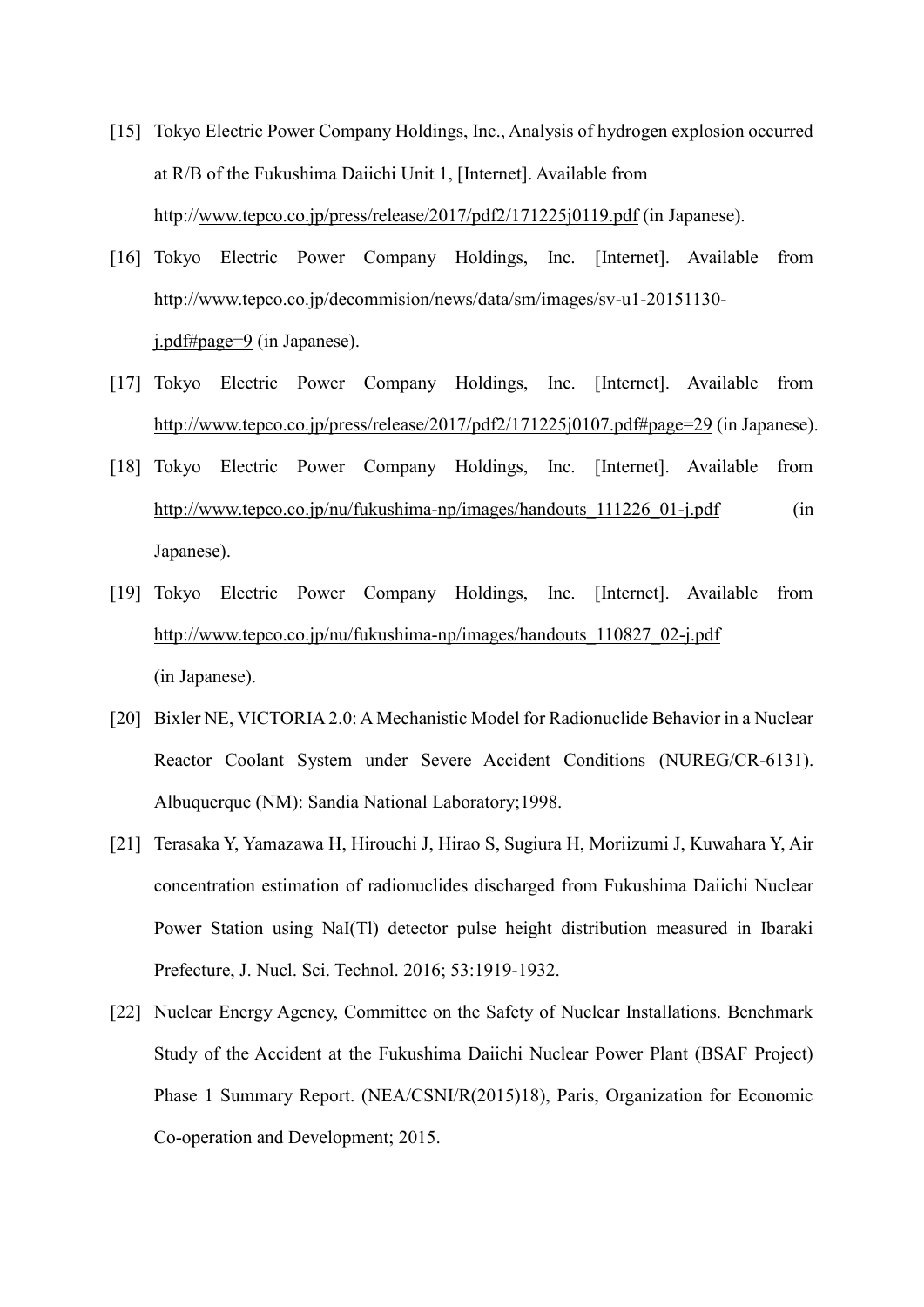[15] Tokyo Electric Power Company Holdings, Inc., Analysis of hydrogen explosion occurred at R/B of the Fukushima Daiichi Unit 1, [Internet]. Available from http://www.tepco.co.jp/press/release/2017/pdf2/171225j0119.pdf (in Japanese).

[16] Tokyo Electric Power Company Holdings, Inc. [Internet]. Available from http://www.tepco.co.jp/decommision/news/data/sm/images/sv-u1-20151130-j.pdf#page=9 (in Japanese).

[17] Tokyo Electric Power Company Holdings, Inc. [Internet]. Available from http://www.tepco.co.jp/press/release/2017/pdf2/171225j0107.pdf#page=29 (in Japanese).

[18] Tokyo Electric Power Company Holdings, Inc. [Internet]. Available from http://www.tepco.co.jp/nu/fukushima-np/images/handouts_111226_01-j.pdf (in Japanese).

[19] Tokyo Electric Power Company Holdings, Inc. [Internet]. Available from http://www.tepco.co.jp/nu/fukushima-np/images/handouts_110827_02-j.pdf (in Japanese).

[20] Bixler NE, VICTORIA 2.0: A Mechanistic Model for Radionuclide Behavior in a Nuclear Reactor Coolant System under Severe Accident Conditions (NUREG/CR-6131). Albuquerque (NM): Sandia National Laboratory;1998.

[21] Terasaka Y, Yamazawa H, Hirouchi J, Hirao S, Sugiura H, Moriizumi J, Kuwahara Y, Air concentration estimation of radionuclides discharged from Fukushima Daiichi Nuclear Power Station using NaI(Tl) detector pulse height distribution measured in Ibaraki Prefecture, J. Nucl. Sci. Technol. 2016; 53:1919-1932.

[22] Nuclear Energy Agency, Committee on the Safety of Nuclear Installations. Benchmark Study of the Accident at the Fukushima Daiichi Nuclear Power Plant (BSAF Project) Phase 1 Summary Report. (NEA/CSNI/R(2015)18), Paris, Organization for Economic Co-operation and Development; 2015.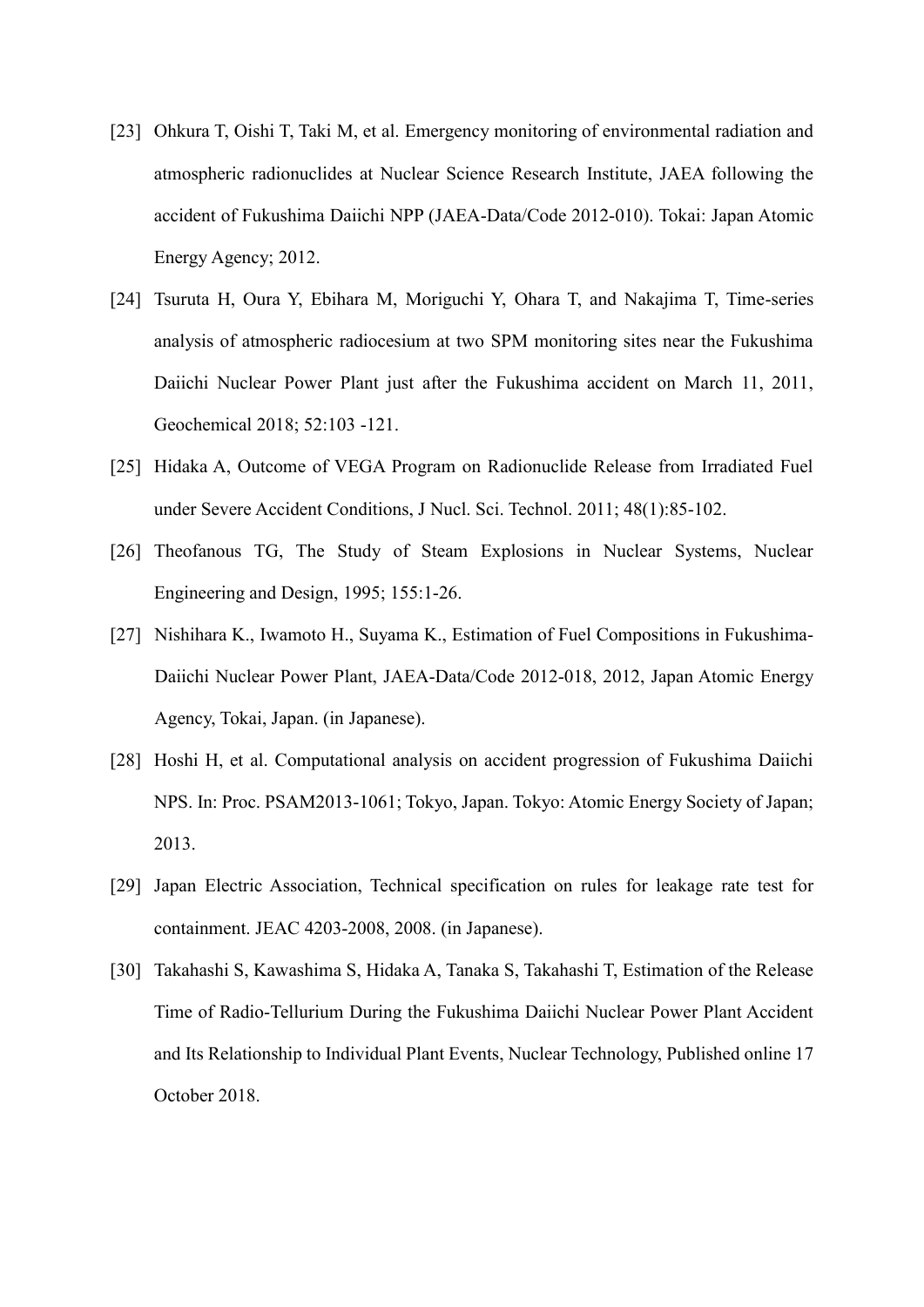[23] Ohkura T, Oishi T, Taki M, et al. Emergency monitoring of environmental radiation and atmospheric radionuclides at Nuclear Science Research Institute, JAEA following the accident of Fukushima Daiichi NPP (JAEA-Data/Code 2012-010). Tokai: Japan Atomic Energy Agency; 2012.

[24] Tsuruta H, Oura Y, Ebihara M, Moriguchi Y, Ohara T, and Nakajima T, Time-series analysis of atmospheric radiocesium at two SPM monitoring sites near the Fukushima Daiichi Nuclear Power Plant just after the Fukushima accident on March 11, 2011, Geochemical 2018; 52:103 -121.

[25] Hidaka A, Outcome of VEGA Program on Radionuclide Release from Irradiated Fuel under Severe Accident Conditions, J Nucl. Sci. Technol. 2011; 48(1):85-102.

[26] Theofanous TG, The Study of Steam Explosions in Nuclear Systems, Nuclear Engineering and Design, 1995; 155:1-26.

[27] Nishihara K., Iwamoto H., Suyama K., Estimation of Fuel Compositions in Fukushima-Daiichi Nuclear Power Plant, JAEA-Data/Code 2012-018, 2012, Japan Atomic Energy Agency, Tokai, Japan. (in Japanese).

[28] Hoshi H, et al. Computational analysis on accident progression of Fukushima Daiichi NPS. In: Proc. PSAM2013-1061; Tokyo, Japan. Tokyo: Atomic Energy Society of Japan; 2013.

[29] Japan Electric Association, Technical specification on rules for leakage rate test for containment. JEAC 4203-2008, 2008. (in Japanese).

[30] Takahashi S, Kawashima S, Hidaka A, Tanaka S, Takahashi T, Estimation of the Release Time of Radio-Tellurium During the Fukushima Daiichi Nuclear Power Plant Accident and Its Relationship to Individual Plant Events, Nuclear Technology, Published online 17 October 2018.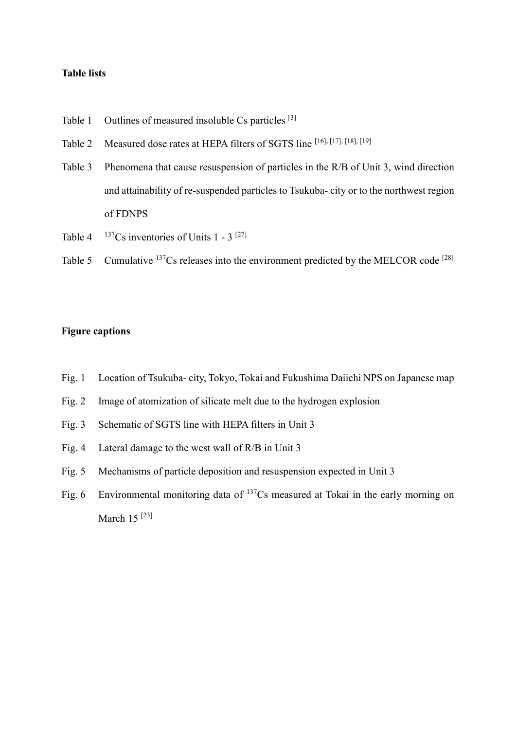**Table lists**

Table 1 Outlines of measured insoluble Cs particles [3]

Table 2 Measured dose rates at HEPA filters of SGTS line [16], [17], [18], [19]

Table 3 Phenomena that cause resuspension of particles in the R/B of Unit 3, wind direction and attainability of re-suspended particles to Tsukuba- city or to the northwest region of FDNPS

Table 4 $^{137}$Cs inventories of Units 1 - 3 [27]

Table 5 Cumulative $^{137}$Cs releases into the environment predicted by the MELCOR code [28]

**Figure captions**

Fig. 1 Location of Tsukuba- city, Tokyo, Tokai and Fukushima Daiichi NPS on Japanese map

Fig. 2 Image of atomization of silicate melt due to the hydrogen explosion

Fig. 3 Schematic of SGTS line with HEPA filters in Unit 3

Fig. 4 Lateral damage to the west wall of R/B in Unit 3

Fig. 5 Mechanisms of particle deposition and resuspension expected in Unit 3

Fig. 6 Environmental monitoring data of $^{137}$Cs measured at Tokai in the early morning on March 15 [23]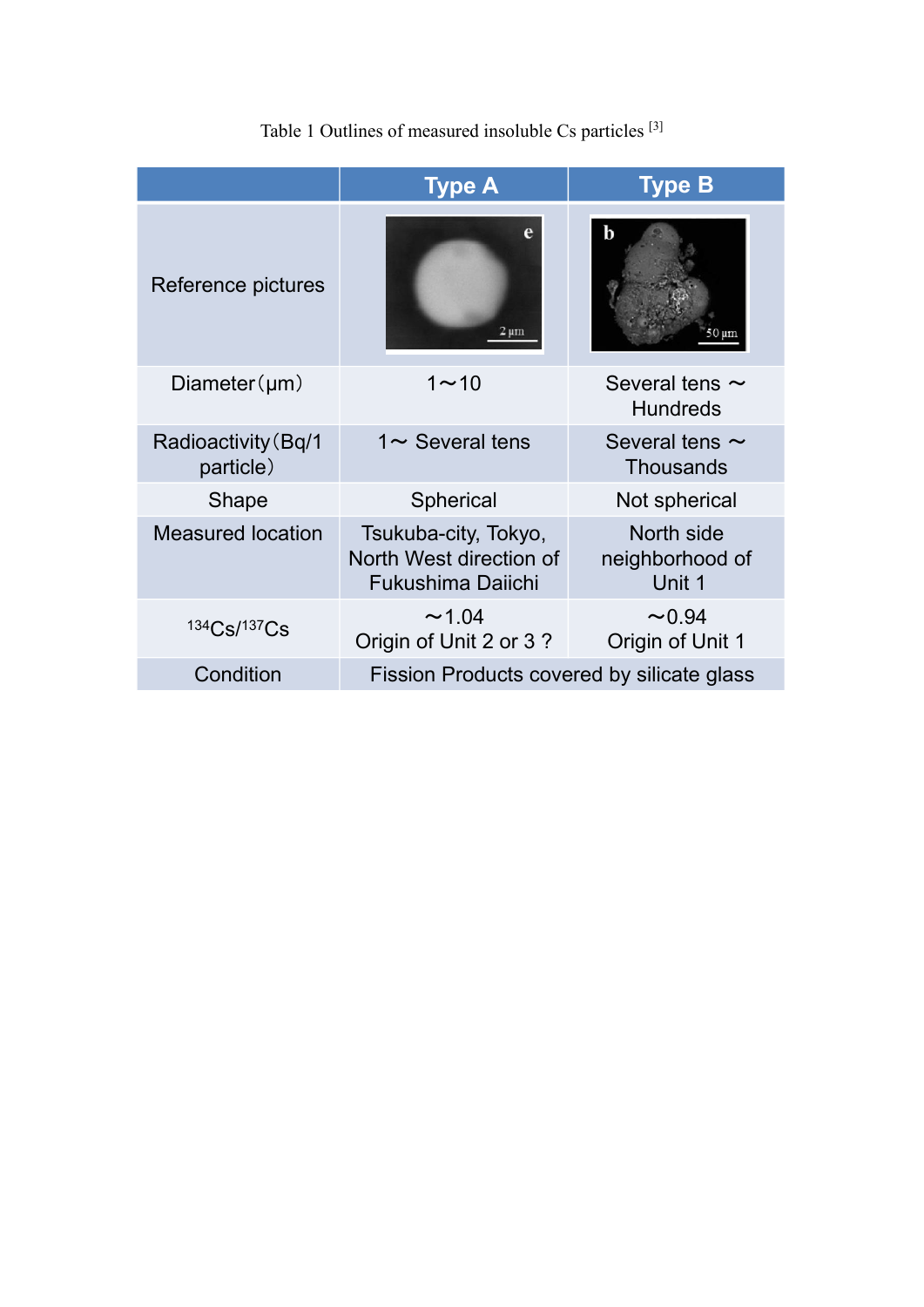Table 1 Outlines of measured insoluble Cs particles [3]

| | Type A | Type B |
|---|---|---|
| Reference pictures | | |
| Diameter（μm） | 1～10 | Several tens ～ Hundreds |
| Radioactivity（Bq/1 particle） | 1～ Several tens | Several tens ～ Thousands |
| Shape | Spherical | Not spherical |
| Measured location | Tsukuba-city, Tokyo, North West direction of Fukushima Daiichi | North side neighborhood of Unit 1 |
| $^{134}Cs/^{137}Cs$ | ～1.04 Origin of Unit 2 or 3 ? | ～0.94 Origin of Unit 1 |
| Condition | Fission Products covered by silicate glass | |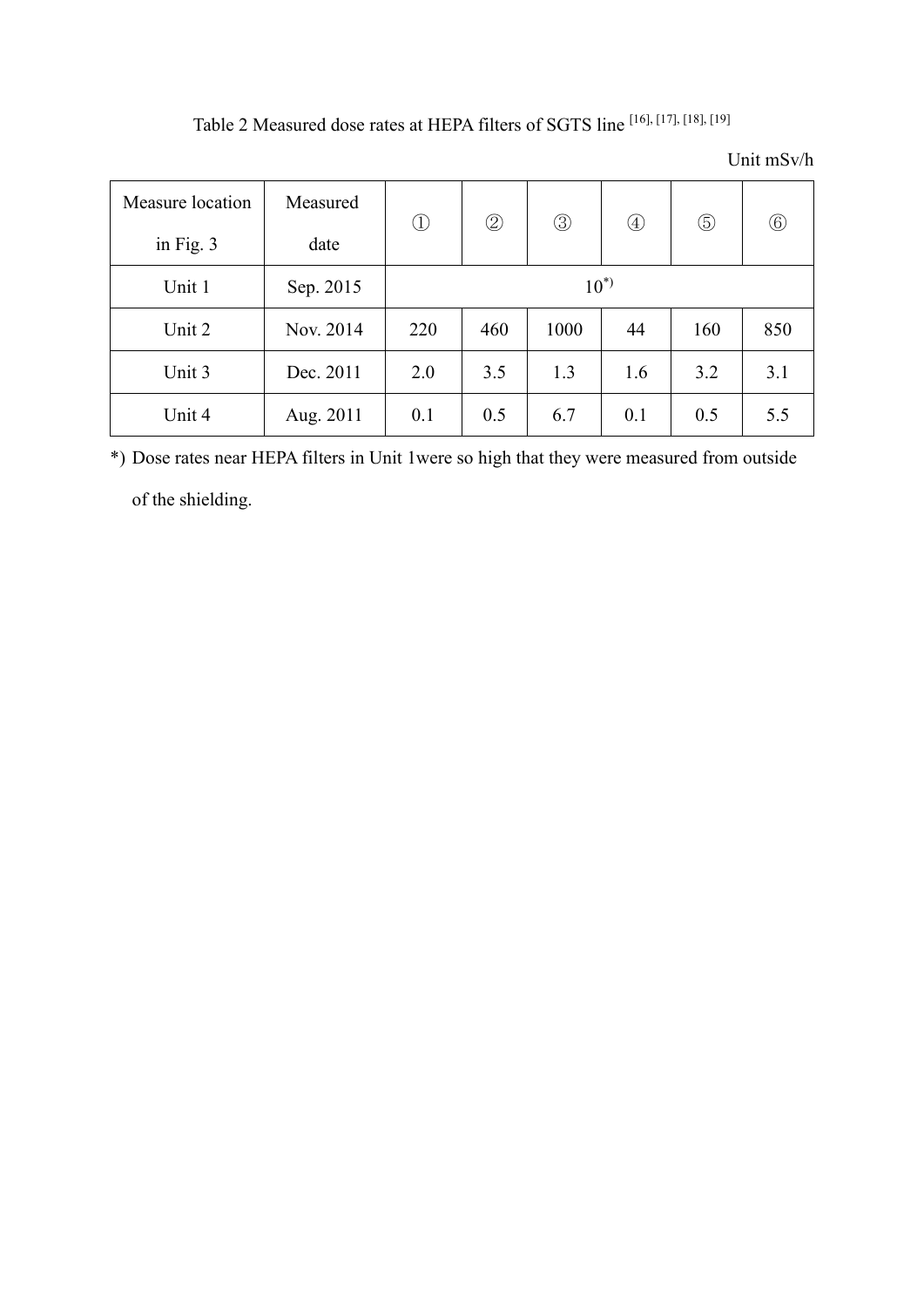Table 2 Measured dose rates at HEPA filters of SGTS line [16], [17], [18], [19]

Unit mSv/h

| Measure location in Fig. 3 | Measured date | ① | ② | ③ | ④ | ⑤ | ⑥ |
|---|---|---|---|---|---|---|---|
| Unit 1 | Sep. 2015 | 10*) | | | | | |
| Unit 2 | Nov. 2014 | 220 | 460 | 1000 | 44 | 160 | 850 |
| Unit 3 | Dec. 2011 | 2.0 | 3.5 | 1.3 | 1.6 | 3.2 | 3.1 |
| Unit 4 | Aug. 2011 | 0.1 | 0.5 | 6.7 | 0.1 | 0.5 | 5.5 |

*) Dose rates near HEPA filters in Unit 1were so high that they were measured from outside of the shielding.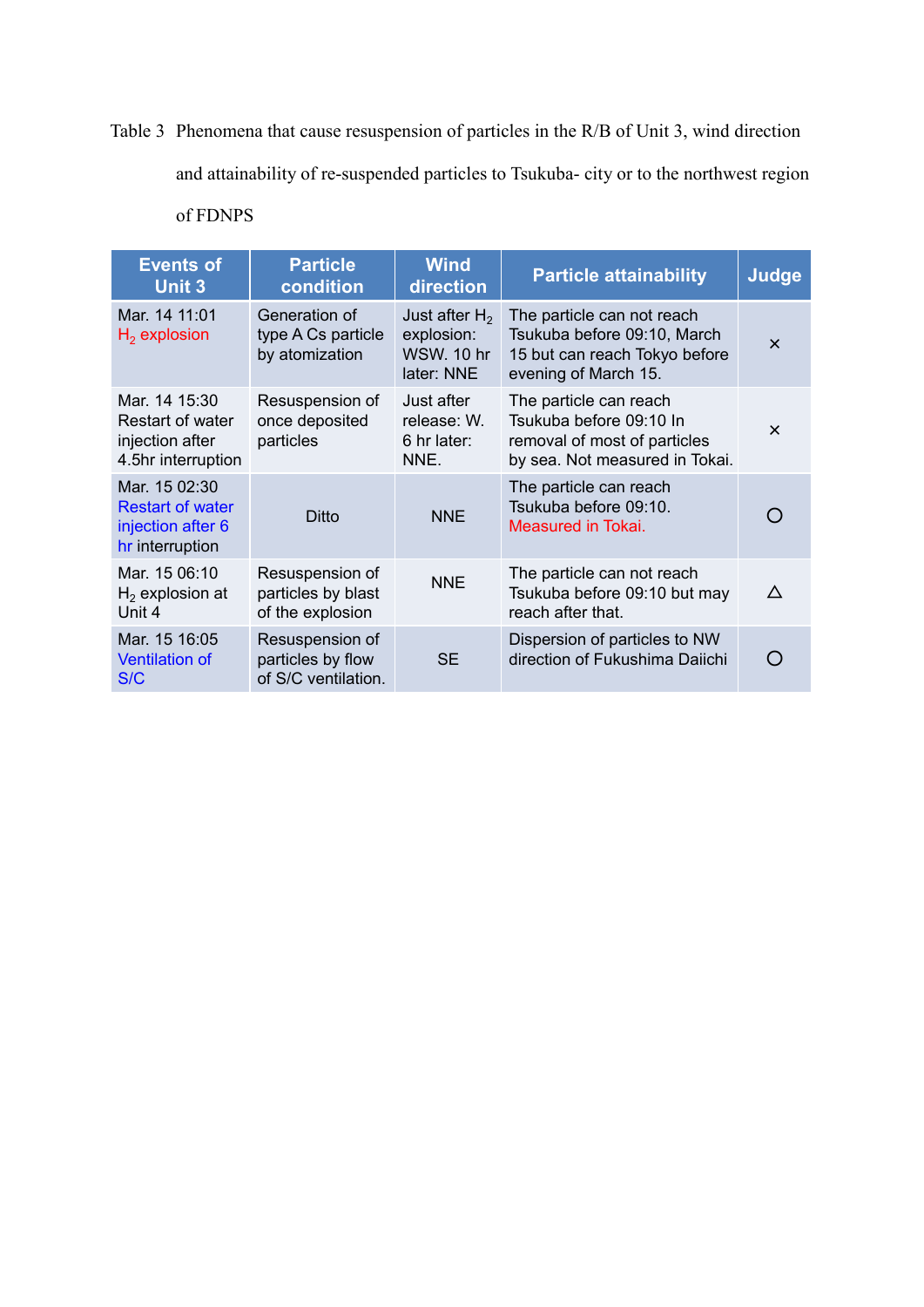Table 3 Phenomena that cause resuspension of particles in the R/B of Unit 3, wind direction and attainability of re-suspended particles to Tsukuba- city or to the northwest region of FDNPS

| Events of Unit 3 | Particle condition | Wind direction | Particle attainability | Judge |
|---|---|---|---|---|
| Mar. 14 11:01 $H_2$ explosion | Generation of type A Cs particle by atomization | Just after $H_2$ explosion: WSW. 10 hr later: NNE | The particle can not reach Tsukuba before 09:10, March 15 but can reach Tokyo before evening of March 15. | × |
| Mar. 14 15:30 Restart of water injection after 4.5hr interruption | Resuspension of once deposited particles | Just after release: W. 6 hr later: NNE. | The particle can reach Tsukuba before 09:10 In removal of most of particles by sea. Not measured in Tokai. | × |
| Mar. 15 02:30 Restart of water injection after 6 hr interruption | Ditto | NNE | The particle can reach Tsukuba before 09:10. Measured in Tokai. | ○ |
| Mar. 15 06:10 $H_2$ explosion at Unit 4 | Resuspension of particles by blast of the explosion | NNE | The particle can not reach Tsukuba before 09:10 but may reach after that. | △ |
| Mar. 15 16:05 Ventilation of S/C | Resuspension of particles by flow of S/C ventilation. | SE | Dispersion of particles to NW direction of Fukushima Daiichi | ○ |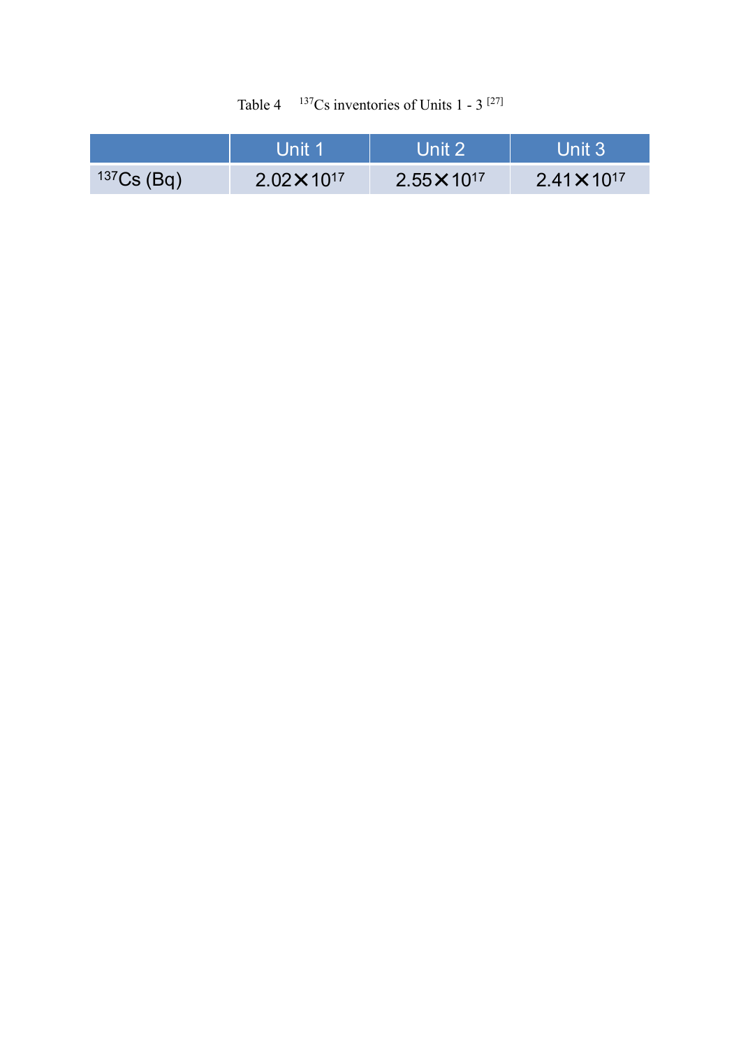Table 4 $^{137}Cs$ inventories of Units 1 - 3 [27]

| | Unit 1 | Unit 2 | Unit 3 |
|---|---|---|---|
| $^{137}Cs$ (Bq) | $2.02 \times 10^{17}$ | $2.55 \times 10^{17}$ | $2.41 \times 10^{17}$ |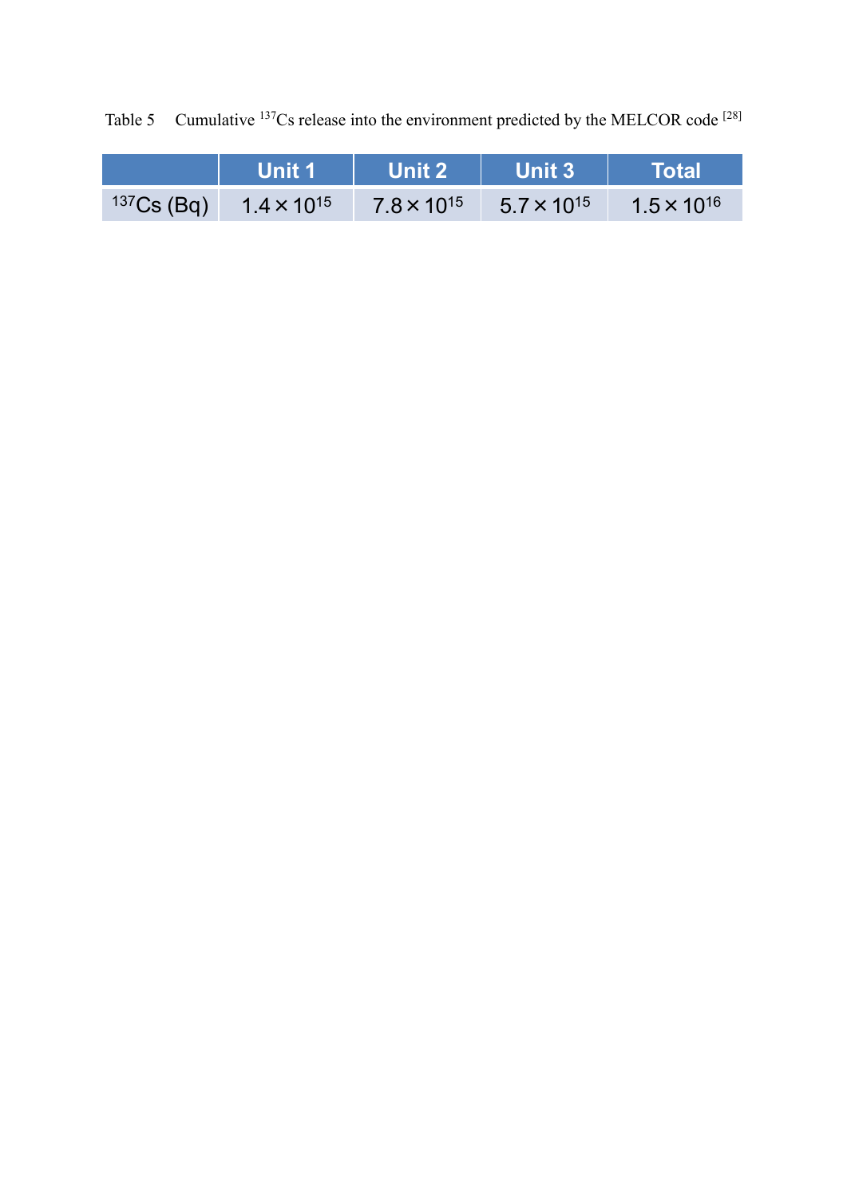Table 5 Cumulative $^{137}Cs$ release into the environment predicted by the MELCOR code [28]

| | Unit 1 | Unit 2 | Unit 3 | Total |
|---|---|---|---|---|
| $^{137}Cs$ (Bq) | $1.4 \times 10^{15}$ | $7.8 \times 10^{15}$ | $5.7 \times 10^{15}$ | $1.5 \times 10^{16}$ |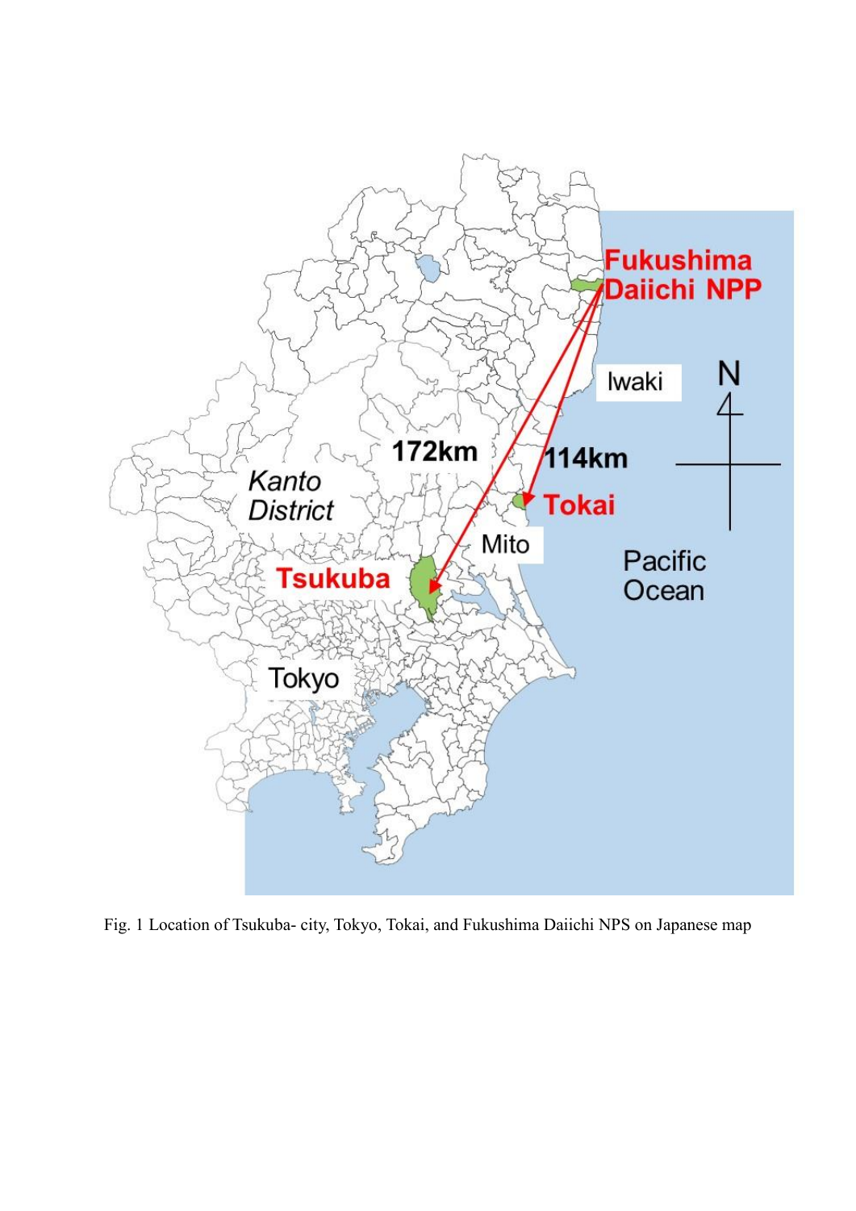Fig. 1 Location of Tsukuba- city, Tokyo, Tokai, and Fukushima Daiichi NPS on Japanese map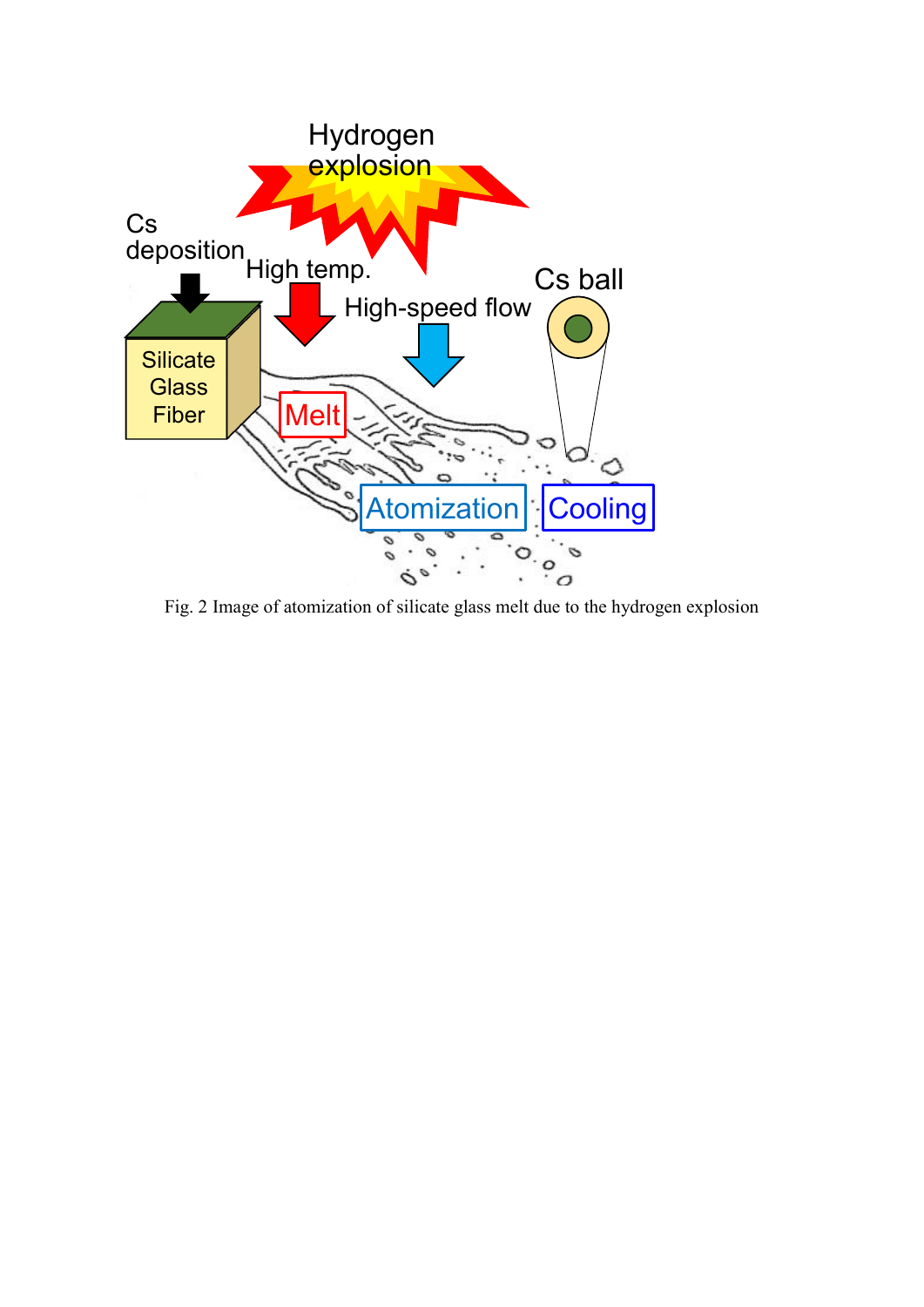Fig. 2 Image of atomization of silicate glass melt due to the hydrogen explosion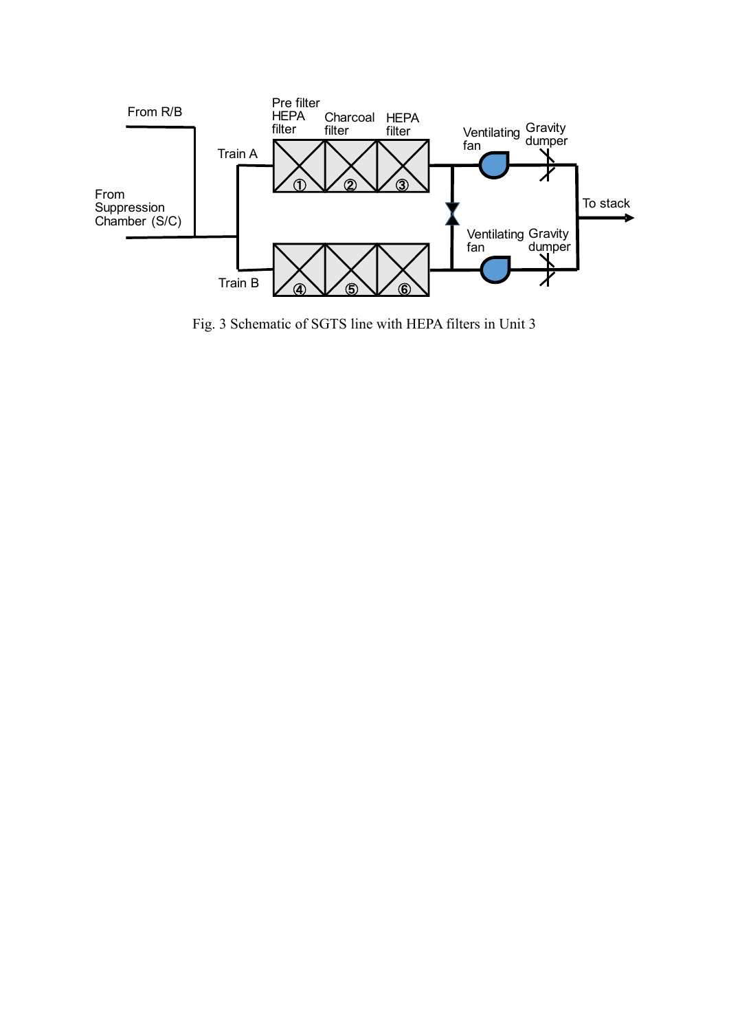Fig. 3 Schematic of SGTS line with HEPA filters in Unit 3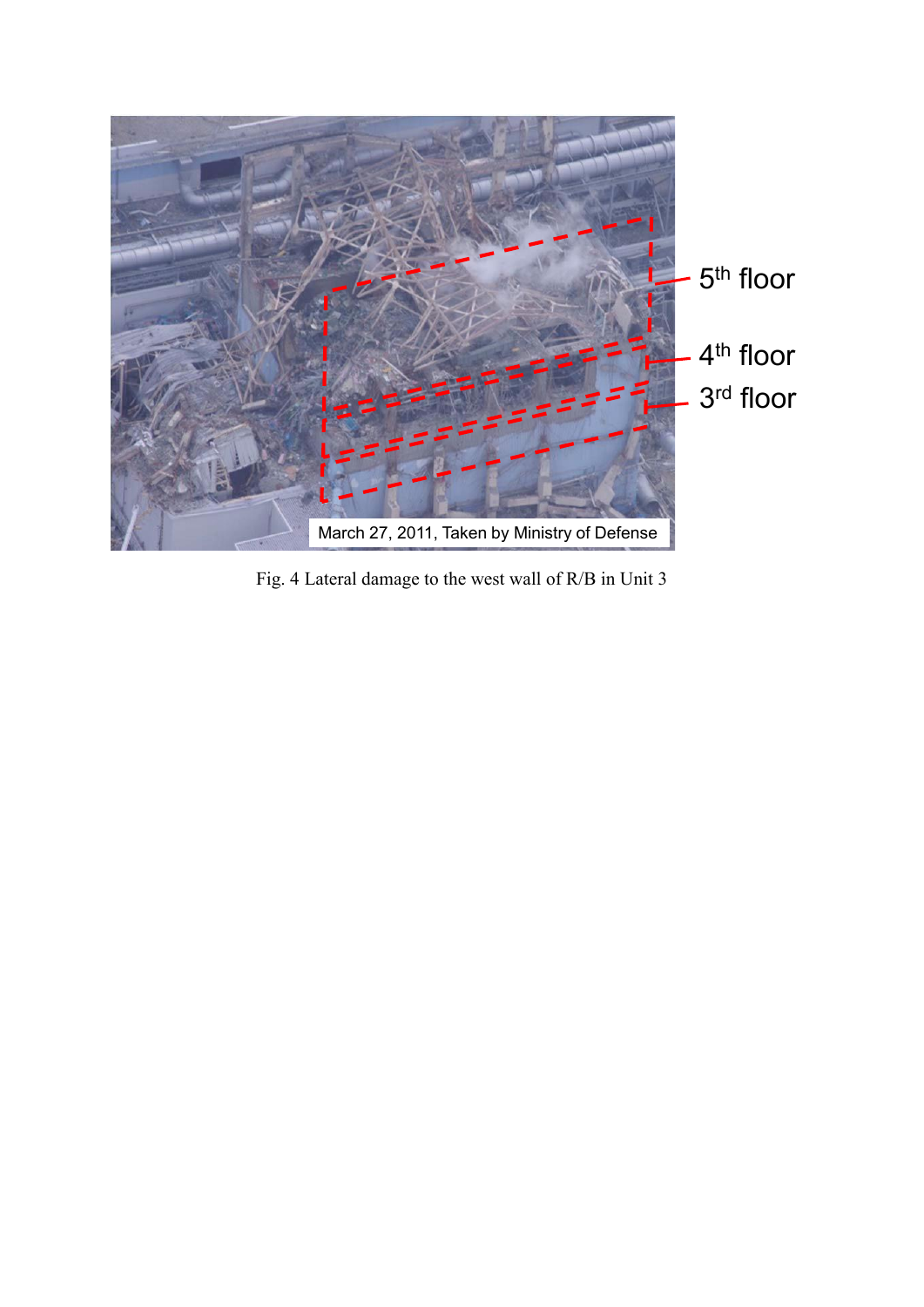Fig. 4 Lateral damage to the west wall of R/B in Unit 3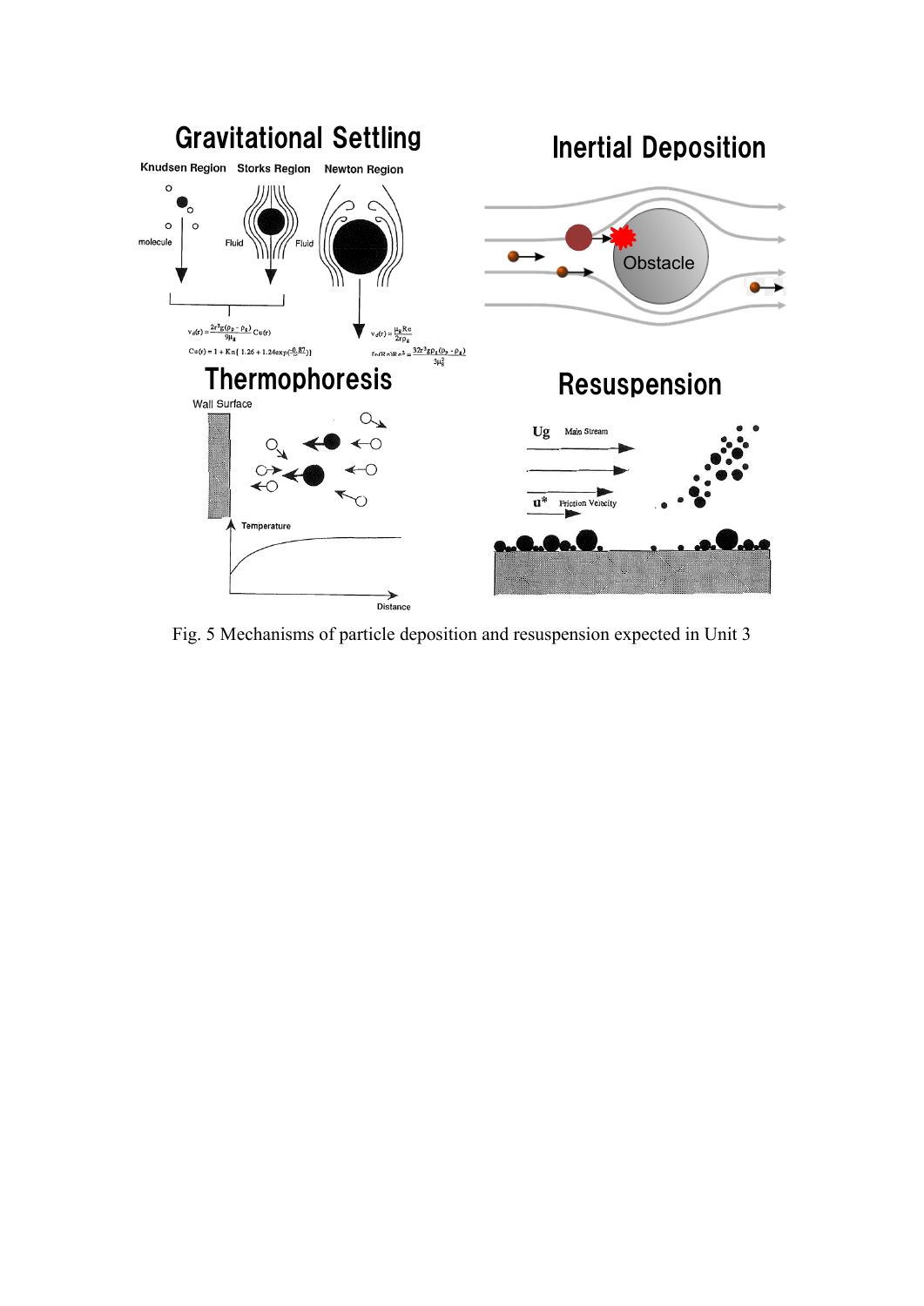Fig. 5 Mechanisms of particle deposition and resuspension expected in Unit 3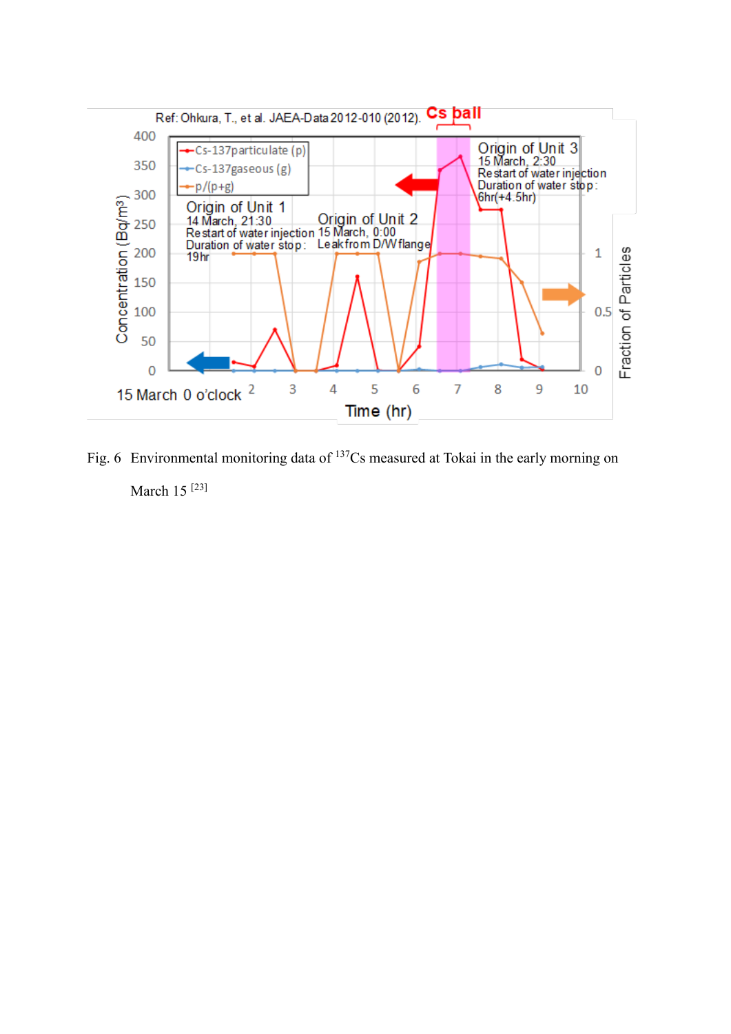Ref: Ohkura, T., et al. JAEA-Data 2012-010 (2012).

Cs ball

Cs-137particulate (p)
Cs-137gaseous (g)
p/(p+g)

Origin of Unit 1
14 March, 21:30
Restart of water injection
Duration of water stop:
19hr

Origin of Unit 2
15 March, 0:00
Leak from D/W flange

Origin of Unit 3
15 March, 2:30
Restart of water injection
Duration of water stop:
6hr(+4.5hr)

Concentration (Bq/m$^3$)

400
350
300
250
200
150
100
50
0

Fraction of Particles

1
0.5
0

15 March 0 o'clock 2 3 4 5 6 7 8 9 10

Time (hr)

Fig. 6 Environmental monitoring data of $^{137}$Cs measured at Tokai in the early morning on March 15 [23]